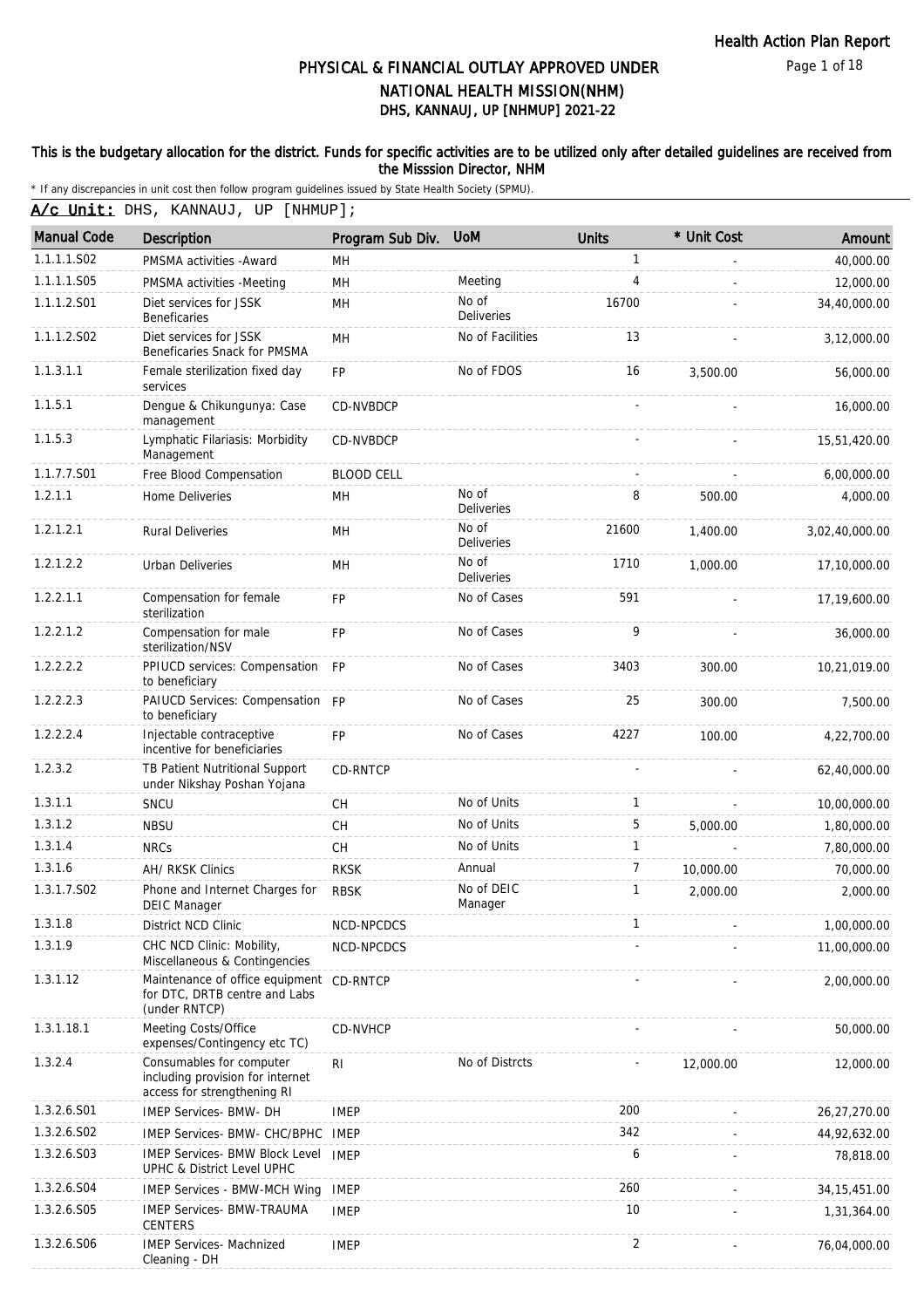Health Action Plan Report

# PHYSICAL & FINANCIAL OUTLAY APPROVED UNDER NATIONAL HEALTH MISSION(NHM)
## DHS, KANNAUJ, UP [NHMUP] 2021-22

**This is the budgetary allocation for the district. Funds for specific activities are to be utilized only after detailed guidelines are received from the Misssion Director, NHM**

* If any discrepancies in unit cost then follow program guidelines issued by State Health Society (SPMU).

**A/c Unit:** DHS, KANNAUJ, UP [NHMUP];

| Manual Code | Description | Program Sub Div. | UoM | Units | * Unit Cost | Amount |
|---|---|---|---|---|---|---|
| 1.1.1.1.S02 | PMSMA activities -Award | MH | | 1 | - | 40,000.00 |
| 1.1.1.1.S05 | PMSMA activities -Meeting | MH | Meeting | 4 | - | 12,000.00 |
| 1.1.1.2.S01 | Diet services for JSSK Beneficaries | MH | No of Deliveries | 16700 | - | 34,40,000.00 |
| 1.1.1.2.S02 | Diet services for JSSK Beneficaries Snack for PMSMA | MH | No of Facilities | 13 | - | 3,12,000.00 |
| 1.1.3.1.1 | Female sterilization fixed day services | FP | No of FDOS | 16 | 3,500.00 | 56,000.00 |
| 1.1.5.1 | Dengue & Chikungunya: Case management | CD-NVBDCP | | - | - | 16,000.00 |
| 1.1.5.3 | Lymphatic Filariasis: Morbidity Management | CD-NVBDCP | | - | - | 15,51,420.00 |
| 1.1.7.7.S01 | Free Blood Compensation | BLOOD CELL | | - | - | 6,00,000.00 |
| 1.2.1.1 | Home Deliveries | MH | No of Deliveries | 8 | 500.00 | 4,000.00 |
| 1.2.1.2.1 | Rural Deliveries | MH | No of Deliveries | 21600 | 1,400.00 | 3,02,40,000.00 |
| 1.2.1.2.2 | Urban Deliveries | MH | No of Deliveries | 1710 | 1,000.00 | 17,10,000.00 |
| 1.2.2.1.1 | Compensation for female sterilization | FP | No of Cases | 591 | - | 17,19,600.00 |
| 1.2.2.1.2 | Compensation for male sterilization/NSV | FP | No of Cases | 9 | - | 36,000.00 |
| 1.2.2.2.2 | PPIUCD services: Compensation to beneficiary | FP | No of Cases | 3403 | 300.00 | 10,21,019.00 |
| 1.2.2.2.3 | PAIUCD Services: Compensation to beneficiary | FP | No of Cases | 25 | 300.00 | 7,500.00 |
| 1.2.2.2.4 | Injectable contraceptive incentive for beneficiaries | FP | No of Cases | 4227 | 100.00 | 4,22,700.00 |
| 1.2.3.2 | TB Patient Nutritional Support under Nikshay Poshan Yojana | CD-RNTCP | | - | - | 62,40,000.00 |
| 1.3.1.1 | SNCU | CH | No of Units | 1 | - | 10,00,000.00 |
| 1.3.1.2 | NBSU | CH | No of Units | 5 | 5,000.00 | 1,80,000.00 |
| 1.3.1.4 | NRCs | CH | No of Units | 1 | - | 7,80,000.00 |
| 1.3.1.6 | AH/ RKSK Clinics | RKSK | Annual | 7 | 10,000.00 | 70,000.00 |
| 1.3.1.7.S02 | Phone and Internet Charges for DEIC Manager | RBSK | No of DEIC Manager | 1 | 2,000.00 | 2,000.00 |
| 1.3.1.8 | District NCD Clinic | NCD-NPCDCS | | 1 | - | 1,00,000.00 |
| 1.3.1.9 | CHC NCD Clinic: Mobility, Miscellaneous & Contingencies | NCD-NPCDCS | | - | - | 11,00,000.00 |
| 1.3.1.12 | Maintenance of office equipment for DTC, DRTB centre and Labs (under RNTCP) | CD-RNTCP | | - | - | 2,00,000.00 |
| 1.3.1.18.1 | Meeting Costs/Office expenses/Contingency etc TC) | CD-NVHCP | | - | - | 50,000.00 |
| 1.3.2.4 | Consumables for computer including provision for internet access for strengthening RI | RI | No of Distrcts | - | 12,000.00 | 12,000.00 |
| 1.3.2.6.S01 | IMEP Services- BMW- DH | IMEP | | 200 | - | 26,27,270.00 |
| 1.3.2.6.S02 | IMEP Services- BMW- CHC/BPHC | IMEP | | 342 | - | 44,92,632.00 |
| 1.3.2.6.S03 | IMEP Services- BMW Block Level UPHC & District Level UPHC | IMEP | | 6 | - | 78,818.00 |
| 1.3.2.6.S04 | IMEP Services - BMW-MCH Wing | IMEP | | 260 | - | 34,15,451.00 |
| 1.3.2.6.S05 | IMEP Services- BMW-TRAUMA CENTERS | IMEP | | 10 | - | 1,31,364.00 |
| 1.3.2.6.S06 | IMEP Services- Machnized Cleaning - DH | IMEP | | 2 | - | 76,04,000.00 |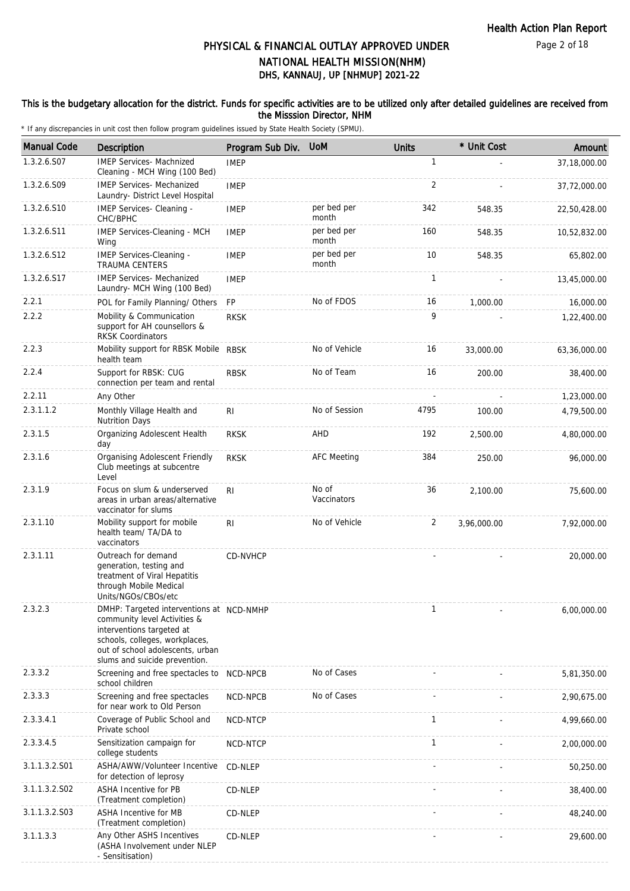# PHYSICAL & FINANCIAL OUTLAY APPROVED UNDER NATIONAL HEALTH MISSION(NHM)
## DHS, KANNAUJ, UP [NHMUP] 2021-22

**This is the budgetary allocation for the district. Funds for specific activities are to be utilized only after detailed guidelines are received from the Misssion Director, NHM**

\* If any discrepancies in unit cost then follow program guidelines issued by State Health Society (SPMU).

| Manual Code | Description | Program Sub Div. | UoM | Units | * Unit Cost | Amount |
|---|---|---|---|---|---|---|
| 1.3.2.6.S07 | IMEP Services- Machnized Cleaning - MCH Wing (100 Bed) | IMEP | | 1 | - | 37,18,000.00 |
| 1.3.2.6.S09 | IMEP Services- Mechanized Laundry- District Level Hospital | IMEP | | 2 | - | 37,72,000.00 |
| 1.3.2.6.S10 | IMEP Services- Cleaning - CHC/BPHC | IMEP | per bed per month | 342 | 548.35 | 22,50,428.00 |
| 1.3.2.6.S11 | IMEP Services-Cleaning - MCH Wing | IMEP | per bed per month | 160 | 548.35 | 10,52,832.00 |
| 1.3.2.6.S12 | IMEP Services-Cleaning - TRAUMA CENTERS | IMEP | per bed per month | 10 | 548.35 | 65,802.00 |
| 1.3.2.6.S17 | IMEP Services- Mechanized Laundry- MCH Wing (100 Bed) | IMEP | | 1 | - | 13,45,000.00 |
| 2.2.1 | POL for Family Planning/ Others | FP | No of FDOS | 16 | 1,000.00 | 16,000.00 |
| 2.2.2 | Mobility & Communication support for AH counsellors & RKSK Coordinators | RKSK | | 9 | - | 1,22,400.00 |
| 2.2.3 | Mobility support for RBSK Mobile health team | RBSK | No of Vehicle | 16 | 33,000.00 | 63,36,000.00 |
| 2.2.4 | Support for RBSK: CUG connection per team and rental | RBSK | No of Team | 16 | 200.00 | 38,400.00 |
| 2.2.11 | Any Other | | | - | - | 1,23,000.00 |
| 2.3.1.1.2 | Monthly Village Health and Nutrition Days | RI | No of Session | 4795 | 100.00 | 4,79,500.00 |
| 2.3.1.5 | Organizing Adolescent Health day | RKSK | AHD | 192 | 2,500.00 | 4,80,000.00 |
| 2.3.1.6 | Organising Adolescent Friendly Club meetings at subcentre Level | RKSK | AFC Meeting | 384 | 250.00 | 96,000.00 |
| 2.3.1.9 | Focus on slum & underserved areas in urban areas/alternative vaccinator for slums | RI | No of Vaccinators | 36 | 2,100.00 | 75,600.00 |
| 2.3.1.10 | Mobility support for mobile health team/ TA/DA to vaccinators | RI | No of Vehicle | 2 | 3,96,000.00 | 7,92,000.00 |
| 2.3.1.11 | Outreach for demand generation, testing and treatment of Viral Hepatitis through Mobile Medical Units/NGOs/CBOs/etc | CD-NVHCP | | - | - | 20,000.00 |
| 2.3.2.3 | DMHP: Targeted interventions at community level Activities & interventions targeted at schools, colleges, workplaces, out of school adolescents, urban slums and suicide prevention. | NCD-NMHP | | 1 | - | 6,00,000.00 |
| 2.3.3.2 | Screening and free spectacles to school children | NCD-NPCB | No of Cases | - | - | 5,81,350.00 |
| 2.3.3.3 | Screening and free spectacles for near work to Old Person | NCD-NPCB | No of Cases | - | - | 2,90,675.00 |
| 2.3.3.4.1 | Coverage of Public School and Private school | NCD-NTCP | | 1 | - | 4,99,660.00 |
| 2.3.3.4.5 | Sensitization campaign for college students | NCD-NTCP | | 1 | - | 2,00,000.00 |
| 3.1.1.3.2.S01 | ASHA/AWW/Volunteer Incentive for detection of leprosy | CD-NLEP | | - | - | 50,250.00 |
| 3.1.1.3.2.S02 | ASHA Incentive for PB (Treatment completion) | CD-NLEP | | - | - | 38,400.00 |
| 3.1.1.3.2.S03 | ASHA Incentive for MB (Treatment completion) | CD-NLEP | | - | - | 48,240.00 |
| 3.1.1.3.3 | Any Other ASHS Incentives (ASHA Involvement under NLEP - Sensitisation) | CD-NLEP | | - | - | 29,600.00 |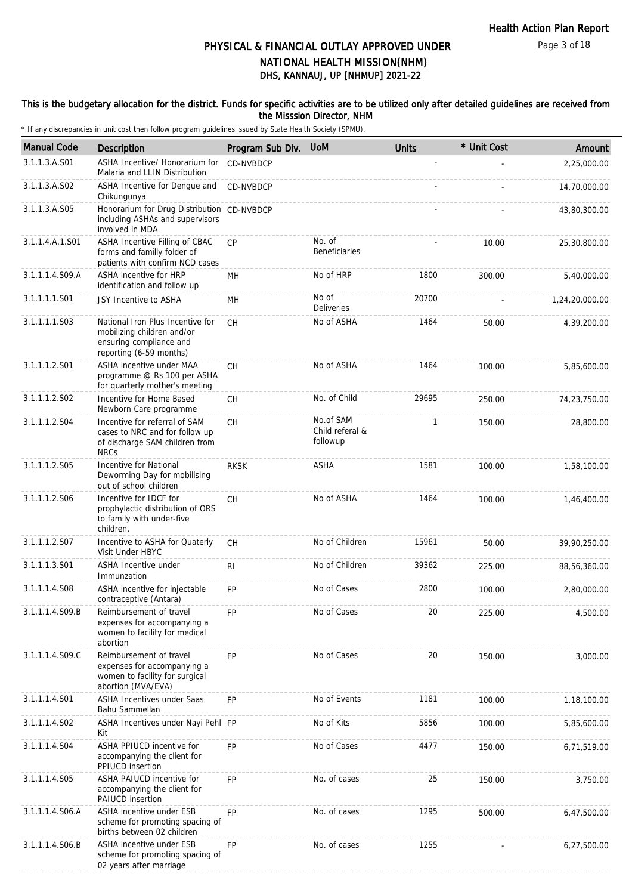# PHYSICAL & FINANCIAL OUTLAY APPROVED UNDER NATIONAL HEALTH MISSION(NHM)

## DHS, KANNAUJ, UP [NHMUP] 2021-22

### This is the budgetary allocation for the district. Funds for specific activities are to be utilized only after detailed guidelines are received from the Misssion Director, NHM

\* If any discrepancies in unit cost then follow program guidelines issued by State Health Society (SPMU).

| Manual Code | Description | Program Sub Div. | UoM | Units | * Unit Cost | Amount |
|---|---|---|---|---|---|---|
| 3.1.1.3.A.S01 | ASHA Incentive/ Honorarium for Malaria and LLIN Distribution | CD-NVBDCP | | - | - | 2,25,000.00 |
| 3.1.1.3.A.S02 | ASHA Incentive for Dengue and Chikungunya | CD-NVBDCP | | - | - | 14,70,000.00 |
| 3.1.1.3.A.S05 | Honorarium for Drug Distribution including ASHAs and supervisors involved in MDA | CD-NVBDCP | | - | - | 43,80,300.00 |
| 3.1.1.4.A.1.S01 | ASHA Incentive Filling of CBAC forms and familly folder of patients with confirm NCD cases | CP | No. of Beneficiaries | - | 10.00 | 25,30,800.00 |
| 3.1.1.1.4.S09.A | ASHA incentive for HRP identification and follow up | MH | No of HRP | 1800 | 300.00 | 5,40,000.00 |
| 3.1.1.1.1.S01 | JSY Incentive to ASHA | MH | No of Deliveries | 20700 | - | 1,24,20,000.00 |
| 3.1.1.1.1.S03 | National Iron Plus Incentive for mobilizing children and/or ensuring compliance and reporting (6-59 months) | CH | No of ASHA | 1464 | 50.00 | 4,39,200.00 |
| 3.1.1.1.2.S01 | ASHA incentive under MAA programme @ Rs 100 per ASHA for quarterly mother's meeting | CH | No of ASHA | 1464 | 100.00 | 5,85,600.00 |
| 3.1.1.1.2.S02 | Incentive for Home Based Newborn Care programme | CH | No. of Child | 29695 | 250.00 | 74,23,750.00 |
| 3.1.1.1.2.S04 | Incentive for referral of SAM cases to NRC and for follow up of discharge SAM children from NRCs | CH | No.of SAM Child referal & followup | 1 | 150.00 | 28,800.00 |
| 3.1.1.1.2.S05 | Incentive for National Deworming Day for mobilising out of school children | RKSK | ASHA | 1581 | 100.00 | 1,58,100.00 |
| 3.1.1.1.2.S06 | Incentive for IDCF for prophylactic distribution of ORS to family with under-five children. | CH | No of ASHA | 1464 | 100.00 | 1,46,400.00 |
| 3.1.1.1.2.S07 | Incentive to ASHA for Quaterly Visit Under HBYC | CH | No of Children | 15961 | 50.00 | 39,90,250.00 |
| 3.1.1.1.3.S01 | ASHA Incentive under Immunzation | RI | No of Children | 39362 | 225.00 | 88,56,360.00 |
| 3.1.1.1.4.S08 | ASHA incentive for injectable contraceptive (Antara) | FP | No of Cases | 2800 | 100.00 | 2,80,000.00 |
| 3.1.1.1.4.S09.B | Reimbursement of travel expenses for accompanying a women to facility for medical abortion | FP | No of Cases | 20 | 225.00 | 4,500.00 |
| 3.1.1.1.4.S09.C | Reimbursement of travel expenses for accompanying a women to facility for surgical abortion (MVA/EVA) | FP | No of Cases | 20 | 150.00 | 3,000.00 |
| 3.1.1.1.4.S01 | ASHA Incentives under Saas Bahu Sammellan | FP | No of Events | 1181 | 100.00 | 1,18,100.00 |
| 3.1.1.1.4.S02 | ASHA Incentives under Nayi Pehl Kit | FP | No of Kits | 5856 | 100.00 | 5,85,600.00 |
| 3.1.1.1.4.S04 | ASHA PPIUCD incentive for accompanying the client for PPIUCD insertion | FP | No of Cases | 4477 | 150.00 | 6,71,519.00 |
| 3.1.1.1.4.S05 | ASHA PAIUCD incentive for accompanying the client for PAIUCD insertion | FP | No. of cases | 25 | 150.00 | 3,750.00 |
| 3.1.1.1.4.S06.A | ASHA incentive under ESB scheme for promoting spacing of births between 02 children | FP | No. of cases | 1295 | 500.00 | 6,47,500.00 |
| 3.1.1.1.4.S06.B | ASHA incentive under ESB scheme for promoting spacing of 02 years after marriage | FP | No. of cases | 1255 | - | 6,27,500.00 |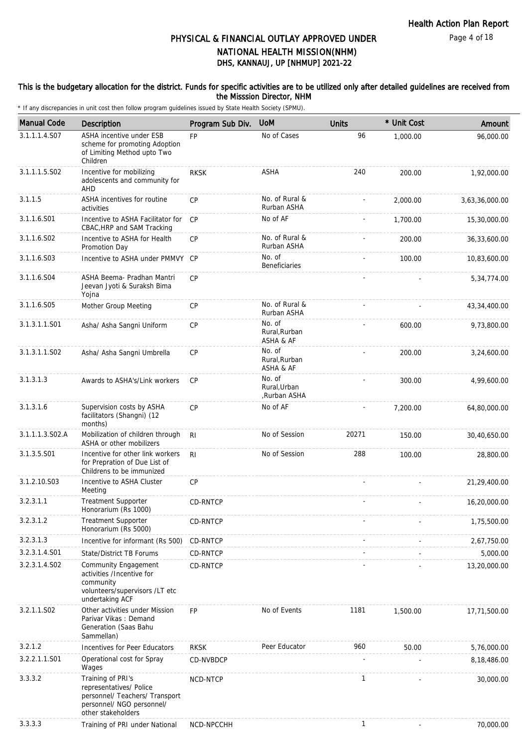# PHYSICAL & FINANCIAL OUTLAY APPROVED UNDER NATIONAL HEALTH MISSION(NHM)

## DHS, KANNAUJ, UP [NHMUP] 2021-22

**This is the budgetary allocation for the district. Funds for specific activities are to be utilized only after detailed guidelines are received from the Misssion Director, NHM**

\* If any discrepancies in unit cost then follow program guidelines issued by State Health Society (SPMU).

| Manual Code | Description | Program Sub Div. | UoM | Units | * Unit Cost | Amount |
|---|---|---|---|---|---|---|
| 3.1.1.1.4.S07 | ASHA incentive under ESB scheme for promoting Adoption of Limiting Method upto Two Children | FP | No of Cases | 96 | 1,000.00 | 96,000.00 |
| 3.1.1.1.5.S02 | Incentive for mobilizing adolescents and community for AHD | RKSK | ASHA | 240 | 200.00 | 1,92,000.00 |
| 3.1.1.5 | ASHA incentives for routine activities | CP | No. of Rural & Rurban ASHA | - | 2,000.00 | 3,63,36,000.00 |
| 3.1.1.6.S01 | Incentive to ASHA Facilitator for CBAC,HRP and SAM Tracking | CP | No of AF | - | 1,700.00 | 15,30,000.00 |
| 3.1.1.6.S02 | Incentive to ASHA for Health Promotion Day | CP | No. of Rural & Rurban ASHA | - | 200.00 | 36,33,600.00 |
| 3.1.1.6.S03 | Incentive to ASHA under PMMVY | CP | No. of Beneficiaries | - | 100.00 | 10,83,600.00 |
| 3.1.1.6.S04 | ASHA Beema- Pradhan Mantri Jeevan Jyoti & Suraksh Bima Yojna | CP | | - | - | 5,34,774.00 |
| 3.1.1.6.S05 | Mother Group Meeting | CP | No. of Rural & Rurban ASHA | - | - | 43,34,400.00 |
| 3.1.3.1.1.S01 | Asha/ Asha Sangni Uniform | CP | No. of Rural,Rurban ASHA & AF | - | 600.00 | 9,73,800.00 |
| 3.1.3.1.1.S02 | Asha/ Asha Sangni Umbrella | CP | No. of Rural,Rurban ASHA & AF | - | 200.00 | 3,24,600.00 |
| 3.1.3.1.3 | Awards to ASHA's/Link workers | CP | No. of Rural,Urban ,Rurban ASHA | - | 300.00 | 4,99,600.00 |
| 3.1.3.1.6 | Supervision costs by ASHA facilitators (Shangni) (12 months) | CP | No of AF | - | 7,200.00 | 64,80,000.00 |
| 3.1.1.1.3.S02.A | Mobilization of children through ASHA or other mobilizers | RI | No of Session | 20271 | 150.00 | 30,40,650.00 |
| 3.1.3.5.S01 | Incentive for other link workers for Prepration of Due List of Childrens to be immunized | RI | No of Session | 288 | 100.00 | 28,800.00 |
| 3.1.2.10.S03 | Incentive to ASHA Cluster Meeting | CP | | - | - | 21,29,400.00 |
| 3.2.3.1.1 | Treatment Supporter Honorarium (Rs 1000) | CD-RNTCP | | - | - | 16,20,000.00 |
| 3.2.3.1.2 | Treatment Supporter Honorarium (Rs 5000) | CD-RNTCP | | - | - | 1,75,500.00 |
| 3.2.3.1.3 | Incentive for informant (Rs 500) | CD-RNTCP | | - | - | 2,67,750.00 |
| 3.2.3.1.4.S01 | State/District TB Forums | CD-RNTCP | | - | - | 5,000.00 |
| 3.2.3.1.4.S02 | Community Engagement activities /Incentive for community volunteers/supervisors /LT etc undertaking ACF | CD-RNTCP | | - | - | 13,20,000.00 |
| 3.2.1.1.S02 | Other activities under Mission Parivar Vikas : Demand Generation (Saas Bahu Sammellan) | FP | No of Events | 1181 | 1,500.00 | 17,71,500.00 |
| 3.2.1.2 | Incentives for Peer Educators | RKSK | Peer Educator | 960 | 50.00 | 5,76,000.00 |
| 3.2.2.1.1.S01 | Operational cost for Spray Wages | CD-NVBDCP | | - | - | 8,18,486.00 |
| 3.3.3.2 | Training of PRI's representatives/ Police personnel/ Teachers/ Transport personnel/ NGO personnel/ other stakeholders | NCD-NTCP | | 1 | - | 30,000.00 |
| 3.3.3.3 | Training of PRI under National | NCD-NPCCHH | | 1 | - | 70,000.00 |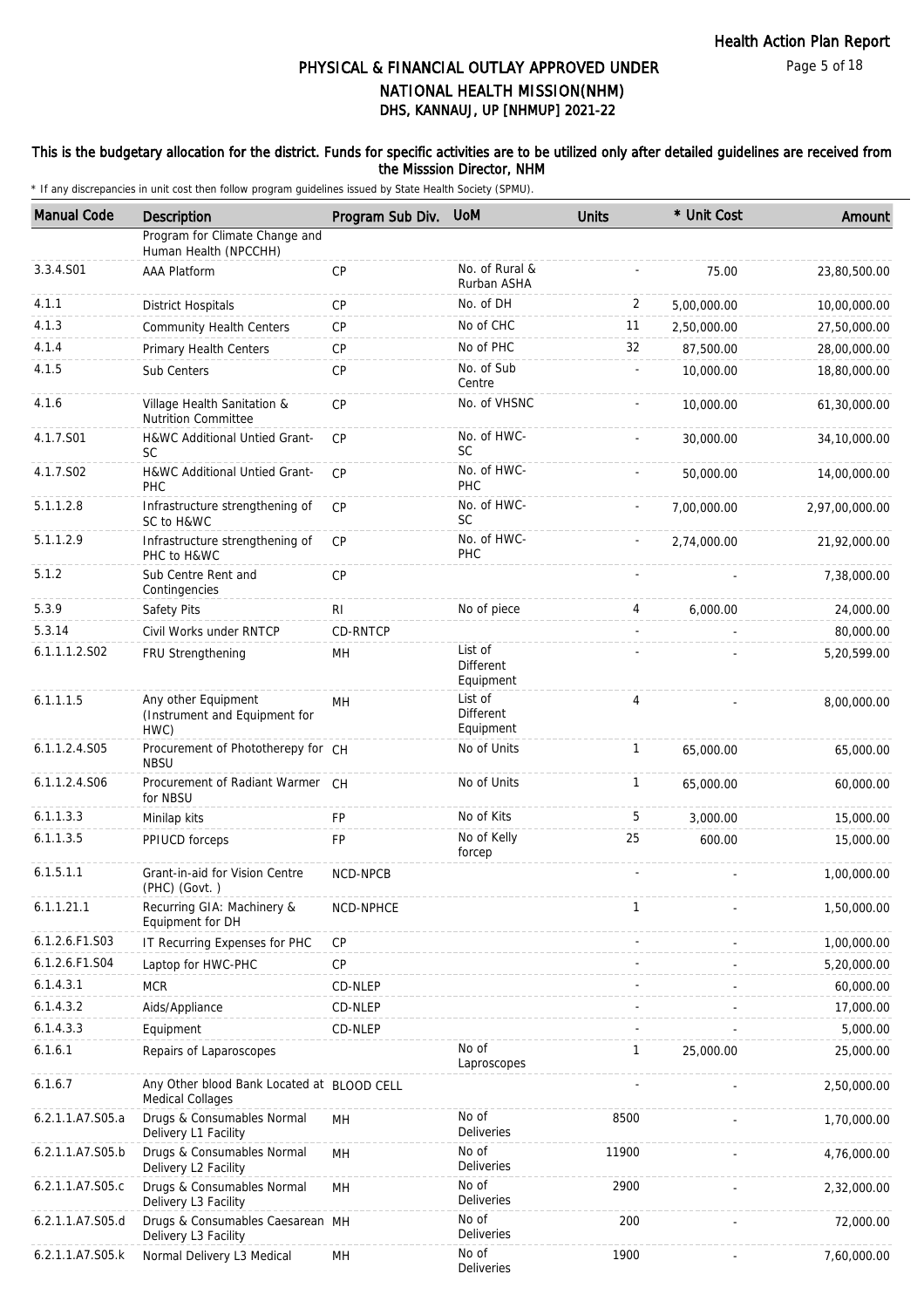# PHYSICAL & FINANCIAL OUTLAY APPROVED UNDER NATIONAL HEALTH MISSION(NHM)

## DHS, KANNAUJ, UP [NHMUP] 2021-22

**This is the budgetary allocation for the district. Funds for specific activities are to be utilized only after detailed guidelines are received from the Misssion Director, NHM**

\* If any discrepancies in unit cost then follow program guidelines issued by State Health Society (SPMU).

| Manual Code | Description | Program Sub Div. | UoM | Units | * Unit Cost | Amount |
|---|---|---|---|---|---|---|
| | Program for Climate Change and Human Health (NPCCHH) | | | | | |
| 3.3.4.S01 | AAA Platform | CP | No. of Rural & Rurban ASHA | - | 75.00 | 23,80,500.00 |
| 4.1.1 | District Hospitals | CP | No. of DH | 2 | 5,00,000.00 | 10,00,000.00 |
| 4.1.3 | Community Health Centers | CP | No of CHC | 11 | 2,50,000.00 | 27,50,000.00 |
| 4.1.4 | Primary Health Centers | CP | No of PHC | 32 | 87,500.00 | 28,00,000.00 |
| 4.1.5 | Sub Centers | CP | No. of Sub Centre | - | 10,000.00 | 18,80,000.00 |
| 4.1.6 | Village Health Sanitation & Nutrition Committee | CP | No. of VHSNC | - | 10,000.00 | 61,30,000.00 |
| 4.1.7.S01 | H&WC Additional Untied Grant-SC | CP | No. of HWC-SC | - | 30,000.00 | 34,10,000.00 |
| 4.1.7.S02 | H&WC Additional Untied Grant-PHC | CP | No. of HWC-PHC | - | 50,000.00 | 14,00,000.00 |
| 5.1.1.2.8 | Infrastructure strengthening of SC to H&WC | CP | No. of HWC-SC | - | 7,00,000.00 | 2,97,00,000.00 |
| 5.1.1.2.9 | Infrastructure strengthening of PHC to H&WC | CP | No. of HWC-PHC | - | 2,74,000.00 | 21,92,000.00 |
| 5.1.2 | Sub Centre Rent and Contingencies | CP | | - | - | 7,38,000.00 |
| 5.3.9 | Safety Pits | RI | No of piece | 4 | 6,000.00 | 24,000.00 |
| 5.3.14 | Civil Works under RNTCP | CD-RNTCP | | - | - | 80,000.00 |
| 6.1.1.1.2.S02 | FRU Strengthening | MH | List of Different Equipment | - | - | 5,20,599.00 |
| 6.1.1.1.5 | Any other Equipment (Instrument and Equipment for HWC) | MH | List of Different Equipment | 4 | - | 8,00,000.00 |
| 6.1.1.2.4.S05 | Procurement of Phototherepy for NBSU | CH | No of Units | 1 | 65,000.00 | 65,000.00 |
| 6.1.1.2.4.S06 | Procurement of Radiant Warmer for NBSU | CH | No of Units | 1 | 65,000.00 | 60,000.00 |
| 6.1.1.3.3 | Minilap kits | FP | No of Kits | 5 | 3,000.00 | 15,000.00 |
| 6.1.1.3.5 | PPIUCD forceps | FP | No of Kelly forcep | 25 | 600.00 | 15,000.00 |
| 6.1.5.1.1 | Grant-in-aid for Vision Centre (PHC) (Govt. ) | NCD-NPCB | | - | - | 1,00,000.00 |
| 6.1.1.21.1 | Recurring GIA: Machinery & Equipment for DH | NCD-NPHCE | | 1 | - | 1,50,000.00 |
| 6.1.2.6.F1.S03 | IT Recurring Expenses for PHC | CP | | - | - | 1,00,000.00 |
| 6.1.2.6.F1.S04 | Laptop for HWC-PHC | CP | | - | - | 5,20,000.00 |
| 6.1.4.3.1 | MCR | CD-NLEP | | - | - | 60,000.00 |
| 6.1.4.3.2 | Aids/Appliance | CD-NLEP | | - | - | 17,000.00 |
| 6.1.4.3.3 | Equipment | CD-NLEP | | - | - | 5,000.00 |
| 6.1.6.1 | Repairs of Laparoscopes | | No of Laproscopes | 1 | 25,000.00 | 25,000.00 |
| 6.1.6.7 | Any Other blood Bank Located at Medical Collages | BLOOD CELL | | - | - | 2,50,000.00 |
| 6.2.1.1.A7.S05.a | Drugs & Consumables Normal Delivery L1 Facility | MH | No of Deliveries | 8500 | - | 1,70,000.00 |
| 6.2.1.1.A7.S05.b | Drugs & Consumables Normal Delivery L2 Facility | MH | No of Deliveries | 11900 | - | 4,76,000.00 |
| 6.2.1.1.A7.S05.c | Drugs & Consumables Normal Delivery L3 Facility | MH | No of Deliveries | 2900 | - | 2,32,000.00 |
| 6.2.1.1.A7.S05.d | Drugs & Consumables Caesarean Delivery L3 Facility | MH | No of Deliveries | 200 | - | 72,000.00 |
| 6.2.1.1.A7.S05.k | Normal Delivery L3 Medical | MH | No of Deliveries | 1900 | - | 7,60,000.00 |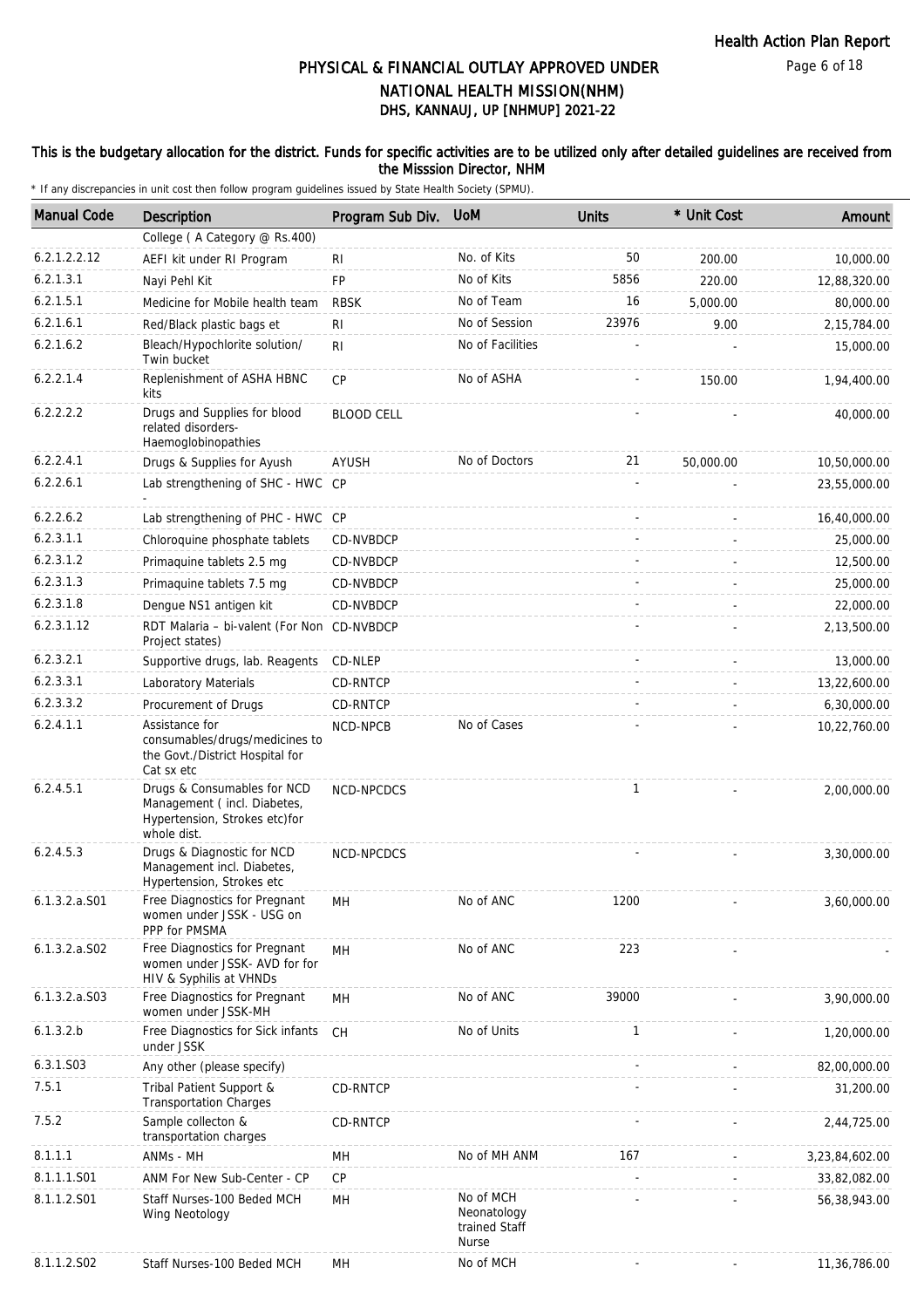# PHYSICAL & FINANCIAL OUTLAY APPROVED UNDER NATIONAL HEALTH MISSION(NHM)

## DHS, KANNAUJ, UP [NHMUP] 2021-22

### This is the budgetary allocation for the district. Funds for specific activities are to be utilized only after detailed guidelines are received from the Misssion Director, NHM

\* If any discrepancies in unit cost then follow program guidelines issued by State Health Society (SPMU).

| Manual Code | Description | Program Sub Div. | UoM | Units | * Unit Cost | Amount |
|---|---|---|---|---|---|---|
| | College ( A Category @ Rs.400) | | | | | |
| 6.2.1.2.2.12 | AEFI kit under RI Program | RI | No. of Kits | 50 | 200.00 | 10,000.00 |
| 6.2.1.3.1 | Nayi Pehl Kit | FP | No of Kits | 5856 | 220.00 | 12,88,320.00 |
| 6.2.1.5.1 | Medicine for Mobile health team | RBSK | No of Team | 16 | 5,000.00 | 80,000.00 |
| 6.2.1.6.1 | Red/Black plastic bags et | RI | No of Session | 23976 | 9.00 | 2,15,784.00 |
| 6.2.1.6.2 | Bleach/Hypochlorite solution/ Twin bucket | RI | No of Facilities | - | - | 15,000.00 |
| 6.2.2.1.4 | Replenishment of ASHA HBNC kits | CP | No of ASHA | - | 150.00 | 1,94,400.00 |
| 6.2.2.2.2 | Drugs and Supplies for blood related disorders-Haemoglobinopathies | BLOOD CELL | | - | - | 40,000.00 |
| 6.2.2.4.1 | Drugs & Supplies for Ayush | AYUSH | No of Doctors | 21 | 50,000.00 | 10,50,000.00 |
| 6.2.2.6.1 | Lab strengthening of SHC - HWC - | CP | | - | - | 23,55,000.00 |
| 6.2.2.6.2 | Lab strengthening of PHC - HWC | CP | | - | - | 16,40,000.00 |
| 6.2.3.1.1 | Chloroquine phosphate tablets | CD-NVBDCP | | - | - | 25,000.00 |
| 6.2.3.1.2 | Primaquine tablets 2.5 mg | CD-NVBDCP | | - | - | 12,500.00 |
| 6.2.3.1.3 | Primaquine tablets 7.5 mg | CD-NVBDCP | | - | - | 25,000.00 |
| 6.2.3.1.8 | Dengue NS1 antigen kit | CD-NVBDCP | | - | - | 22,000.00 |
| 6.2.3.1.12 | RDT Malaria – bi-valent (For Non Project states) | CD-NVBDCP | | - | - | 2,13,500.00 |
| 6.2.3.2.1 | Supportive drugs, lab. Reagents | CD-NLEP | | - | - | 13,000.00 |
| 6.2.3.3.1 | Laboratory Materials | CD-RNTCP | | - | - | 13,22,600.00 |
| 6.2.3.3.2 | Procurement of Drugs | CD-RNTCP | | - | - | 6,30,000.00 |
| 6.2.4.1.1 | Assistance for consumables/drugs/medicines to the Govt./District Hospital for Cat sx etc | NCD-NPCB | No of Cases | - | - | 10,22,760.00 |
| 6.2.4.5.1 | Drugs & Consumables for NCD Management ( incl. Diabetes, Hypertension, Strokes etc)for whole dist. | NCD-NPCDCS | | 1 | - | 2,00,000.00 |
| 6.2.4.5.3 | Drugs & Diagnostic for NCD Management incl. Diabetes, Hypertension, Strokes etc | NCD-NPCDCS | | - | - | 3,30,000.00 |
| 6.1.3.2.a.S01 | Free Diagnostics for Pregnant women under JSSK - USG on PPP for PMSMA | MH | No of ANC | 1200 | - | 3,60,000.00 |
| 6.1.3.2.a.S02 | Free Diagnostics for Pregnant women under JSSK- AVD for for HIV & Syphilis at VHNDs | MH | No of ANC | 223 | - | - |
| 6.1.3.2.a.S03 | Free Diagnostics for Pregnant women under JSSK-MH | MH | No of ANC | 39000 | - | 3,90,000.00 |
| 6.1.3.2.b | Free Diagnostics for Sick infants under JSSK | CH | No of Units | 1 | - | 1,20,000.00 |
| 6.3.1.S03 | Any other (please specify) | | | - | - | 82,00,000.00 |
| 7.5.1 | Tribal Patient Support & Transportation Charges | CD-RNTCP | | - | - | 31,200.00 |
| 7.5.2 | Sample collecton & transportation charges | CD-RNTCP | | - | - | 2,44,725.00 |
| 8.1.1.1 | ANMs - MH | MH | No of MH ANM | 167 | - | 3,23,84,602.00 |
| 8.1.1.1.S01 | ANM For New Sub-Center - CP | CP | | - | - | 33,82,082.00 |
| 8.1.1.2.S01 | Staff Nurses-100 Beded MCH Wing Neotology | MH | No of MCH Neonatology trained Staff Nurse | - | - | 56,38,943.00 |
| 8.1.1.2.S02 | Staff Nurses-100 Beded MCH | MH | No of MCH | - | - | 11,36,786.00 |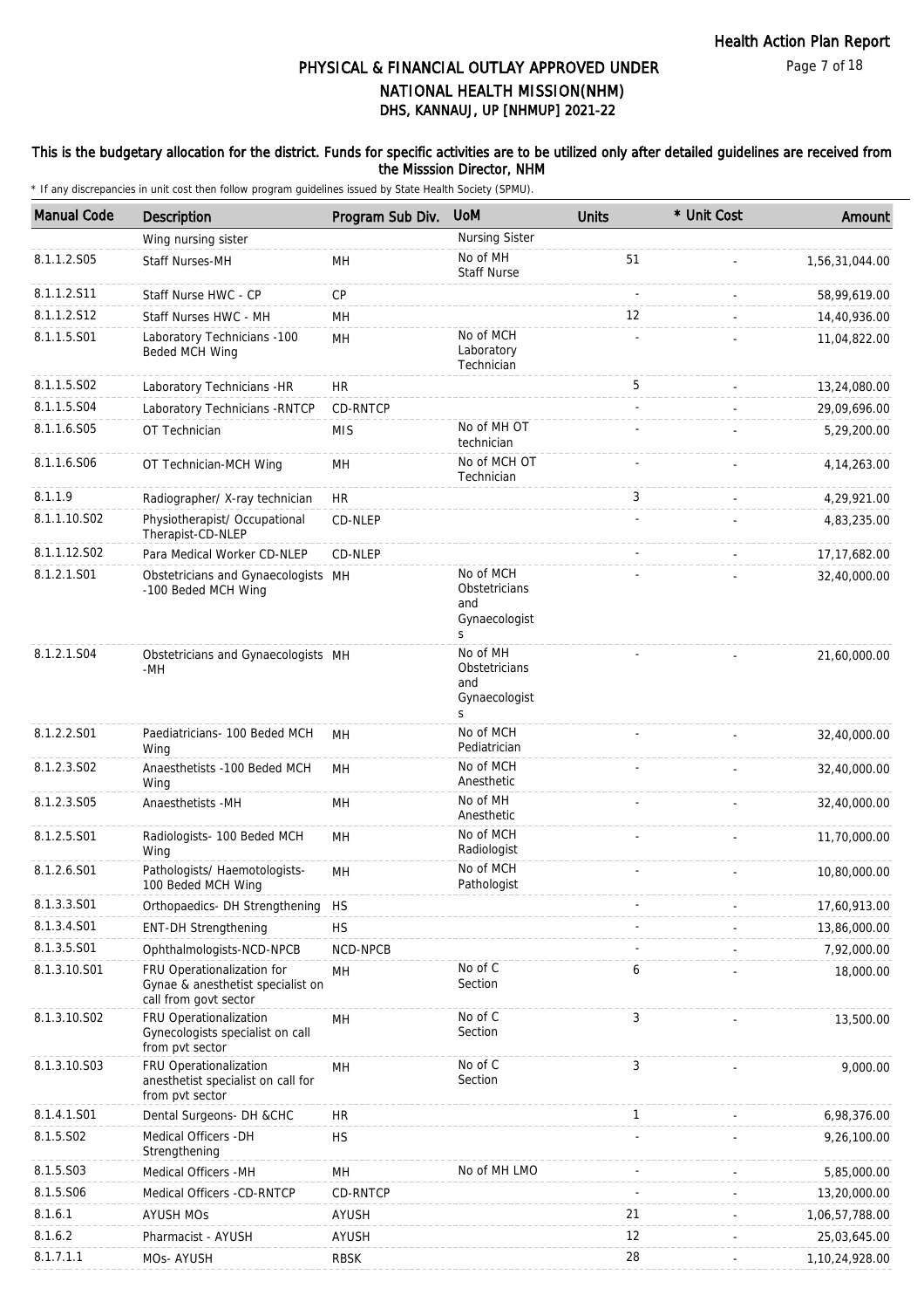# PHYSICAL & FINANCIAL OUTLAY APPROVED UNDER NATIONAL HEALTH MISSION(NHM)

## DHS, KANNAUJ, UP [NHMUP] 2021-22

Health Action Plan Report

**This is the budgetary allocation for the district. Funds for specific activities are to be utilized only after detailed guidelines are received from the Misssion Director, NHM**

\* If any discrepancies in unit cost then follow program guidelines issued by State Health Society (SPMU).

| Manual Code | Description | Program Sub Div. | UoM | Units | * Unit Cost | Amount |
|---|---|---|---|---|---|---|
| | Wing nursing sister | | Nursing Sister | | | |
| 8.1.1.2.S05 | Staff Nurses-MH | MH | No of MH Staff Nurse | 51 | - | 1,56,31,044.00 |
| 8.1.1.2.S11 | Staff Nurse HWC - CP | CP | | - | - | 58,99,619.00 |
| 8.1.1.2.S12 | Staff Nurses HWC - MH | MH | | 12 | - | 14,40,936.00 |
| 8.1.1.5.S01 | Laboratory Technicians -100 Beded MCH Wing | MH | No of MCH Laboratory Technician | - | - | 11,04,822.00 |
| 8.1.1.5.S02 | Laboratory Technicians -HR | HR | | 5 | - | 13,24,080.00 |
| 8.1.1.5.S04 | Laboratory Technicians -RNTCP | CD-RNTCP | | - | - | 29,09,696.00 |
| 8.1.1.6.S05 | OT Technician | MIS | No of MH OT technician | - | - | 5,29,200.00 |
| 8.1.1.6.S06 | OT Technician-MCH Wing | MH | No of MCH OT Technician | - | - | 4,14,263.00 |
| 8.1.1.9 | Radiographer/ X-ray technician | HR | | 3 | - | 4,29,921.00 |
| 8.1.1.10.S02 | Physiotherapist/ Occupational Therapist-CD-NLEP | CD-NLEP | | - | - | 4,83,235.00 |
| 8.1.1.12.S02 | Para Medical Worker CD-NLEP | CD-NLEP | | - | - | 17,17,682.00 |
| 8.1.2.1.S01 | Obstetricians and Gynaecologists -100 Beded MCH Wing | MH | No of MCH Obstetricians and Gynaecologists | - | - | 32,40,000.00 |
| 8.1.2.1.S04 | Obstetricians and Gynaecologists -MH | MH | No of MH Obstetricians and Gynaecologists | - | - | 21,60,000.00 |
| 8.1.2.2.S01 | Paediatricians- 100 Beded MCH Wing | MH | No of MCH Pediatrician | - | - | 32,40,000.00 |
| 8.1.2.3.S02 | Anaesthetists -100 Beded MCH Wing | MH | No of MCH Anesthetic | - | - | 32,40,000.00 |
| 8.1.2.3.S05 | Anaesthetists -MH | MH | No of MH Anesthetic | - | - | 32,40,000.00 |
| 8.1.2.5.S01 | Radiologists- 100 Beded MCH Wing | MH | No of MCH Radiologist | - | - | 11,70,000.00 |
| 8.1.2.6.S01 | Pathologists/ Haemotologists- 100 Beded MCH Wing | MH | No of MCH Pathologist | - | - | 10,80,000.00 |
| 8.1.3.3.S01 | Orthopaedics- DH Strengthening | HS | | - | - | 17,60,913.00 |
| 8.1.3.4.S01 | ENT-DH Strengthening | HS | | - | - | 13,86,000.00 |
| 8.1.3.5.S01 | Ophthalmologists-NCD-NPCB | NCD-NPCB | | - | - | 7,92,000.00 |
| 8.1.3.10.S01 | FRU Operationalization for Gynae & anesthetist specialist on call from govt sector | MH | No of C Section | 6 | - | 18,000.00 |
| 8.1.3.10.S02 | FRU Operationalization Gynecologists specialist on call from pvt sector | MH | No of C Section | 3 | - | 13,500.00 |
| 8.1.3.10.S03 | FRU Operationalization anesthetist specialist on call for from pvt sector | MH | No of C Section | 3 | - | 9,000.00 |
| 8.1.4.1.S01 | Dental Surgeons- DH &CHC | HR | | 1 | - | 6,98,376.00 |
| 8.1.5.S02 | Medical Officers -DH Strengthening | HS | | - | - | 9,26,100.00 |
| 8.1.5.S03 | Medical Officers -MH | MH | No of MH LMO | - | - | 5,85,000.00 |
| 8.1.5.S06 | Medical Officers -CD-RNTCP | CD-RNTCP | | - | - | 13,20,000.00 |
| 8.1.6.1 | AYUSH MOs | AYUSH | | 21 | - | 1,06,57,788.00 |
| 8.1.6.2 | Pharmacist - AYUSH | AYUSH | | 12 | - | 25,03,645.00 |
| 8.1.7.1.1 | MOs- AYUSH | RBSK | | 28 | - | 1,10,24,928.00 |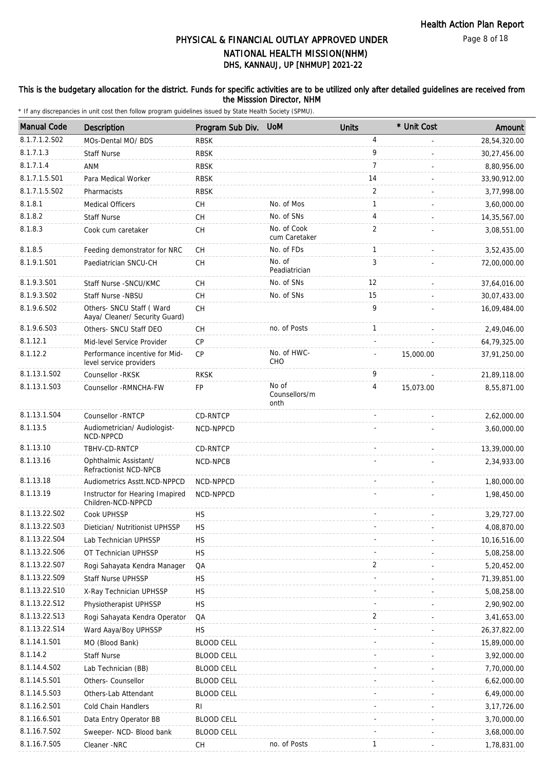# PHYSICAL & FINANCIAL OUTLAY APPROVED UNDER NATIONAL HEALTH MISSION(NHM)

## DHS, KANNAUJ, UP [NHMUP] 2021-22

**This is the budgetary allocation for the district. Funds for specific activities are to be utilized only after detailed guidelines are received from the Misssion Director, NHM**

\* If any discrepancies in unit cost then follow program guidelines issued by State Health Society (SPMU).

| Manual Code | Description | Program Sub Div. | UoM | Units | * Unit Cost | Amount |
|---|---|---|---|---|---|---|
| 8.1.7.1.2.S02 | MOs-Dental MO/ BDS | RBSK | | 4 | - | 28,54,320.00 |
| 8.1.7.1.3 | Staff Nurse | RBSK | | 9 | - | 30,27,456.00 |
| 8.1.7.1.4 | ANM | RBSK | | 7 | - | 8,80,956.00 |
| 8.1.7.1.5.S01 | Para Medical Worker | RBSK | | 14 | - | 33,90,912.00 |
| 8.1.7.1.5.S02 | Pharmacists | RBSK | | 2 | - | 3,77,998.00 |
| 8.1.8.1 | Medical Officers | CH | No. of Mos | 1 | - | 3,60,000.00 |
| 8.1.8.2 | Staff Nurse | CH | No. of SNs | 4 | - | 14,35,567.00 |
| 8.1.8.3 | Cook cum caretaker | CH | No. of Cook cum Caretaker | 2 | - | 3,08,551.00 |
| 8.1.8.5 | Feeding demonstrator for NRC | CH | No. of FDs | 1 | - | 3,52,435.00 |
| 8.1.9.1.S01 | Paediatrician SNCU-CH | CH | No. of Peadiatrician | 3 | - | 72,00,000.00 |
| 8.1.9.3.S01 | Staff Nurse -SNCU/KMC | CH | No. of SNs | 12 | - | 37,64,016.00 |
| 8.1.9.3.S02 | Staff Nurse -NBSU | CH | No. of SNs | 15 | - | 30,07,433.00 |
| 8.1.9.6.S02 | Others- SNCU Staff ( Ward Aaya/ Cleaner/ Security Guard) | CH | | 9 | - | 16,09,484.00 |
| 8.1.9.6.S03 | Others- SNCU Staff DEO | CH | no. of Posts | 1 | - | 2,49,046.00 |
| 8.1.12.1 | Mid-level Service Provider | CP | | - | - | 64,79,325.00 |
| 8.1.12.2 | Performance incentive for Mid-level service providers | CP | No. of HWC-CHO | - | 15,000.00 | 37,91,250.00 |
| 8.1.13.1.S02 | Counsellor -RKSK | RKSK | | 9 | - | 21,89,118.00 |
| 8.1.13.1.S03 | Counsellor -RMNCHA-FW | FP | No of Counsellors/month | 4 | 15,073.00 | 8,55,871.00 |
| 8.1.13.1.S04 | Counsellor -RNTCP | CD-RNTCP | | - | - | 2,62,000.00 |
| 8.1.13.5 | Audiometrician/ Audiologist-NCD-NPPCD | NCD-NPPCD | | - | - | 3,60,000.00 |
| 8.1.13.10 | TBHV-CD-RNTCP | CD-RNTCP | | - | - | 13,39,000.00 |
| 8.1.13.16 | Ophthalmic Assistant/ Refractionist NCD-NPCB | NCD-NPCB | | - | - | 2,34,933.00 |
| 8.1.13.18 | Audiometrics Asstt.NCD-NPPCD | NCD-NPPCD | | - | - | 1,80,000.00 |
| 8.1.13.19 | Instructor for Hearing Imapired Children-NCD-NPPCD | NCD-NPPCD | | - | - | 1,98,450.00 |
| 8.1.13.22.S02 | Cook UPHSSP | HS | | - | - | 3,29,727.00 |
| 8.1.13.22.S03 | Dietician/ Nutritionist UPHSSP | HS | | - | - | 4,08,870.00 |
| 8.1.13.22.S04 | Lab Technician UPHSSP | HS | | - | - | 10,16,516.00 |
| 8.1.13.22.S06 | OT Technician UPHSSP | HS | | - | - | 5,08,258.00 |
| 8.1.13.22.S07 | Rogi Sahayata Kendra Manager | QA | | 2 | - | 5,20,452.00 |
| 8.1.13.22.S09 | Staff Nurse UPHSSP | HS | | - | - | 71,39,851.00 |
| 8.1.13.22.S10 | X-Ray Technician UPHSSP | HS | | - | - | 5,08,258.00 |
| 8.1.13.22.S12 | Physiotherapist UPHSSP | HS | | - | - | 2,90,902.00 |
| 8.1.13.22.S13 | Rogi Sahayata Kendra Operator | QA | | 2 | - | 3,41,653.00 |
| 8.1.13.22.S14 | Ward Aaya/Boy UPHSSP | HS | | - | - | 26,37,822.00 |
| 8.1.14.1.S01 | MO (Blood Bank) | BLOOD CELL | | - | - | 15,89,000.00 |
| 8.1.14.2 | Staff Nurse | BLOOD CELL | | - | - | 3,92,000.00 |
| 8.1.14.4.S02 | Lab Technician (BB) | BLOOD CELL | | - | - | 7,70,000.00 |
| 8.1.14.5.S01 | Others- Counsellor | BLOOD CELL | | - | - | 6,62,000.00 |
| 8.1.14.5.S03 | Others-Lab Attendant | BLOOD CELL | | - | - | 6,49,000.00 |
| 8.1.16.2.S01 | Cold Chain Handlers | RI | | - | - | 3,17,726.00 |
| 8.1.16.6.S01 | Data Entry Operator BB | BLOOD CELL | | - | - | 3,70,000.00 |
| 8.1.16.7.S02 | Sweeper- NCD- Blood bank | BLOOD CELL | | - | - | 3,68,000.00 |
| 8.1.16.7.S05 | Cleaner -NRC | CH | no. of Posts | 1 | - | 1,78,831.00 |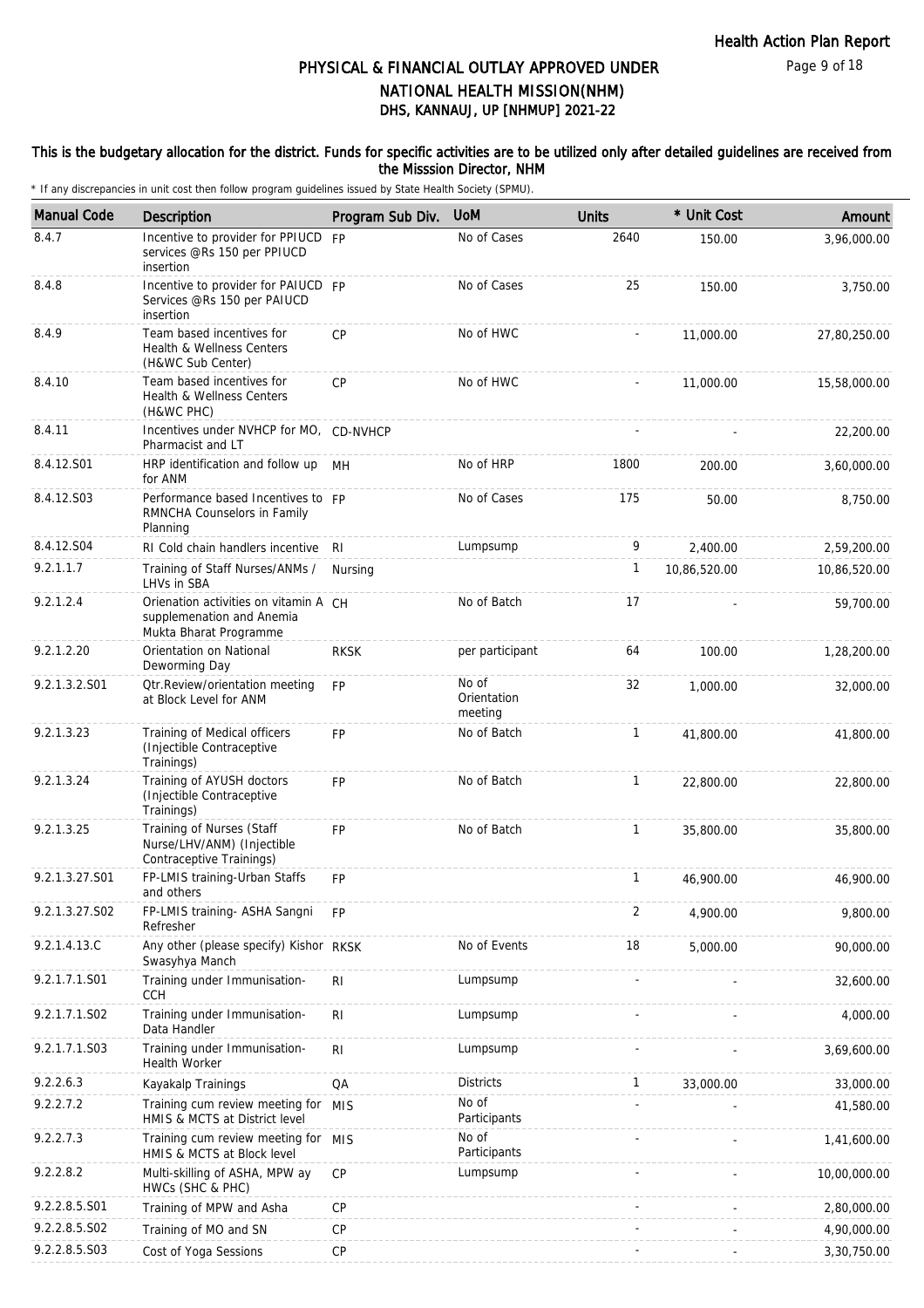# PHYSICAL & FINANCIAL OUTLAY APPROVED UNDER NATIONAL HEALTH MISSION(NHM)

## DHS, KANNAUJ, UP [NHMUP] 2021-22

**This is the budgetary allocation for the district. Funds for specific activities are to be utilized only after detailed guidelines are received from the Misssion Director, NHM**

\* If any discrepancies in unit cost then follow program guidelines issued by State Health Society (SPMU).

| Manual Code | Description | Program Sub Div. | UoM | Units | * Unit Cost | Amount |
|---|---|---|---|---|---|---|
| 8.4.7 | Incentive to provider for PPIUCD services @Rs 150 per PPIUCD insertion | FP | No of Cases | 2640 | 150.00 | 3,96,000.00 |
| 8.4.8 | Incentive to provider for PAIUCD Services @Rs 150 per PAIUCD insertion | FP | No of Cases | 25 | 150.00 | 3,750.00 |
| 8.4.9 | Team based incentives for Health & Wellness Centers (H&WC Sub Center) | CP | No of HWC | - | 11,000.00 | 27,80,250.00 |
| 8.4.10 | Team based incentives for Health & Wellness Centers (H&WC PHC) | CP | No of HWC | - | 11,000.00 | 15,58,000.00 |
| 8.4.11 | Incentives under NVHCP for MO, Pharmacist and LT | CD-NVHCP | | - | - | 22,200.00 |
| 8.4.12.S01 | HRP identification and follow up for ANM | MH | No of HRP | 1800 | 200.00 | 3,60,000.00 |
| 8.4.12.S03 | Performance based Incentives to RMNCHA Counselors in Family Planning | FP | No of Cases | 175 | 50.00 | 8,750.00 |
| 8.4.12.S04 | RI Cold chain handlers incentive | RI | Lumpsump | 9 | 2,400.00 | 2,59,200.00 |
| 9.2.1.1.7 | Training of Staff Nurses/ANMs / LHVs in SBA | Nursing | | 1 | 10,86,520.00 | 10,86,520.00 |
| 9.2.1.2.4 | Orienation activities on vitamin A supplemenation and Anemia Mukta Bharat Programme | CH | No of Batch | 17 | - | 59,700.00 |
| 9.2.1.2.20 | Orientation on National Deworming Day | RKSK | per participant | 64 | 100.00 | 1,28,200.00 |
| 9.2.1.3.2.S01 | Qtr.Review/orientation meeting at Block Level for ANM | FP | No of Orientation meeting | 32 | 1,000.00 | 32,000.00 |
| 9.2.1.3.23 | Training of Medical officers (Injectible Contraceptive Trainings) | FP | No of Batch | 1 | 41,800.00 | 41,800.00 |
| 9.2.1.3.24 | Training of AYUSH doctors (Injectible Contraceptive Trainings) | FP | No of Batch | 1 | 22,800.00 | 22,800.00 |
| 9.2.1.3.25 | Training of Nurses (Staff Nurse/LHV/ANM) (Injectible Contraceptive Trainings) | FP | No of Batch | 1 | 35,800.00 | 35,800.00 |
| 9.2.1.3.27.S01 | FP-LMIS training-Urban Staffs and others | FP | | 1 | 46,900.00 | 46,900.00 |
| 9.2.1.3.27.S02 | FP-LMIS training- ASHA Sangni Refresher | FP | | 2 | 4,900.00 | 9,800.00 |
| 9.2.1.4.13.C | Any other (please specify) Kishor Swasyhya Manch | RKSK | No of Events | 18 | 5,000.00 | 90,000.00 |
| 9.2.1.7.1.S01 | Training under Immunisation-CCH | RI | Lumpsump | - | - | 32,600.00 |
| 9.2.1.7.1.S02 | Training under Immunisation-Data Handler | RI | Lumpsump | - | - | 4,000.00 |
| 9.2.1.7.1.S03 | Training under Immunisation-Health Worker | RI | Lumpsump | - | - | 3,69,600.00 |
| 9.2.2.6.3 | Kayakalp Trainings | QA | Districts | 1 | 33,000.00 | 33,000.00 |
| 9.2.2.7.2 | Training cum review meeting for HMIS & MCTS at District level | MIS | No of Participants | - | - | 41,580.00 |
| 9.2.2.7.3 | Training cum review meeting for HMIS & MCTS at Block level | MIS | No of Participants | - | - | 1,41,600.00 |
| 9.2.2.8.2 | Multi-skilling of ASHA, MPW ay HWCs (SHC & PHC) | CP | Lumpsump | - | - | 10,00,000.00 |
| 9.2.2.8.5.S01 | Training of MPW and Asha | CP | | - | - | 2,80,000.00 |
| 9.2.2.8.5.S02 | Training of MO and SN | CP | | - | - | 4,90,000.00 |
| 9.2.2.8.5.S03 | Cost of Yoga Sessions | CP | | - | - | 3,30,750.00 |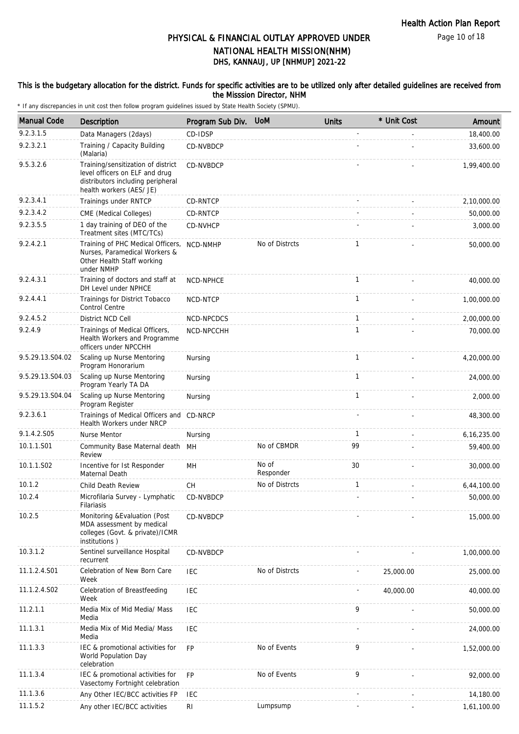# PHYSICAL & FINANCIAL OUTLAY APPROVED UNDER NATIONAL HEALTH MISSION(NHM)

## DHS, KANNAUJ, UP [NHMUP] 2021-22

### This is the budgetary allocation for the district. Funds for specific activities are to be utilized only after detailed guidelines are received from the Misssion Director, NHM

\* If any discrepancies in unit cost then follow program guidelines issued by State Health Society (SPMU).

| Manual Code | Description | Program Sub Div. | UoM | Units | * Unit Cost | Amount |
|---|---|---|---|---|---|---|
| 9.2.3.1.5 | Data Managers (2days) | CD-IDSP | | - | - | 18,400.00 |
| 9.2.3.2.1 | Training / Capacity Building (Malaria) | CD-NVBDCP | | - | - | 33,600.00 |
| 9.5.3.2.6 | Training/sensitization of district level officers on ELF and drug distributors including peripheral health workers (AES/ JE) | CD-NVBDCP | | - | - | 1,99,400.00 |
| 9.2.3.4.1 | Trainings under RNTCP | CD-RNTCP | | - | - | 2,10,000.00 |
| 9.2.3.4.2 | CME (Medical Colleges) | CD-RNTCP | | - | - | 50,000.00 |
| 9.2.3.5.5 | 1 day training of DEO of the Treatment sites (MTC/TCs) | CD-NVHCP | | - | - | 3,000.00 |
| 9.2.4.2.1 | Training of PHC Medical Officers, Nurses, Paramedical Workers & Other Health Staff working under NMHP | NCD-NMHP | No of Distrcts | 1 | - | 50,000.00 |
| 9.2.4.3.1 | Training of doctors and staff at DH Level under NPHCE | NCD-NPHCE | | 1 | - | 40,000.00 |
| 9.2.4.4.1 | Trainings for District Tobacco Control Centre | NCD-NTCP | | 1 | - | 1,00,000.00 |
| 9.2.4.5.2 | District NCD Cell | NCD-NPCDCS | | 1 | - | 2,00,000.00 |
| 9.2.4.9 | Trainings of Medical Officers, Health Workers and Programme officers under NPCCHH | NCD-NPCCHH | | 1 | - | 70,000.00 |
| 9.5.29.13.S04.02 | Scaling up Nurse Mentoring Program Honorarium | Nursing | | 1 | - | 4,20,000.00 |
| 9.5.29.13.S04.03 | Scaling up Nurse Mentoring Program Yearly TA DA | Nursing | | 1 | - | 24,000.00 |
| 9.5.29.13.S04.04 | Scaling up Nurse Mentoring Program Register | Nursing | | 1 | - | 2,000.00 |
| 9.2.3.6.1 | Trainings of Medical Officers and Health Workers under NRCP | CD-NRCP | | - | - | 48,300.00 |
| 9.1.4.2.S05 | Nurse Mentor | Nursing | | 1 | - | 6,16,235.00 |
| 10.1.1.S01 | Community Base Maternal death Review | MH | No of CBMDR | 99 | - | 59,400.00 |
| 10.1.1.S02 | Incentive for Ist Responder Maternal Death | MH | No of Responder | 30 | - | 30,000.00 |
| 10.1.2 | Child Death Review | CH | No of Distrcts | 1 | - | 6,44,100.00 |
| 10.2.4 | Microfilaria Survey - Lymphatic Filariasis | CD-NVBDCP | | - | - | 50,000.00 |
| 10.2.5 | Monitoring &Evaluation (Post MDA assessment by medical colleges (Govt. & private)/ICMR institutions ) | CD-NVBDCP | | - | - | 15,000.00 |
| 10.3.1.2 | Sentinel surveillance Hospital recurrent | CD-NVBDCP | | - | - | 1,00,000.00 |
| 11.1.2.4.S01 | Celebration of New Born Care Week | IEC | No of Distrcts | - | 25,000.00 | 25,000.00 |
| 11.1.2.4.S02 | Celebration of Breastfeeding Week | IEC | | - | 40,000.00 | 40,000.00 |
| 11.2.1.1 | Media Mix of Mid Media/ Mass Media | IEC | | 9 | - | 50,000.00 |
| 11.1.3.1 | Media Mix of Mid Media/ Mass Media | IEC | | - | - | 24,000.00 |
| 11.1.3.3 | IEC & promotional activities for World Population Day celebration | FP | No of Events | 9 | - | 1,52,000.00 |
| 11.1.3.4 | IEC & promotional activities for Vasectomy Fortnight celebration | FP | No of Events | 9 | - | 92,000.00 |
| 11.1.3.6 | Any Other IEC/BCC activities FP | IEC | | - | - | 14,180.00 |
| 11.1.5.2 | Any other IEC/BCC activities | RI | Lumpsump | - | - | 1,61,100.00 |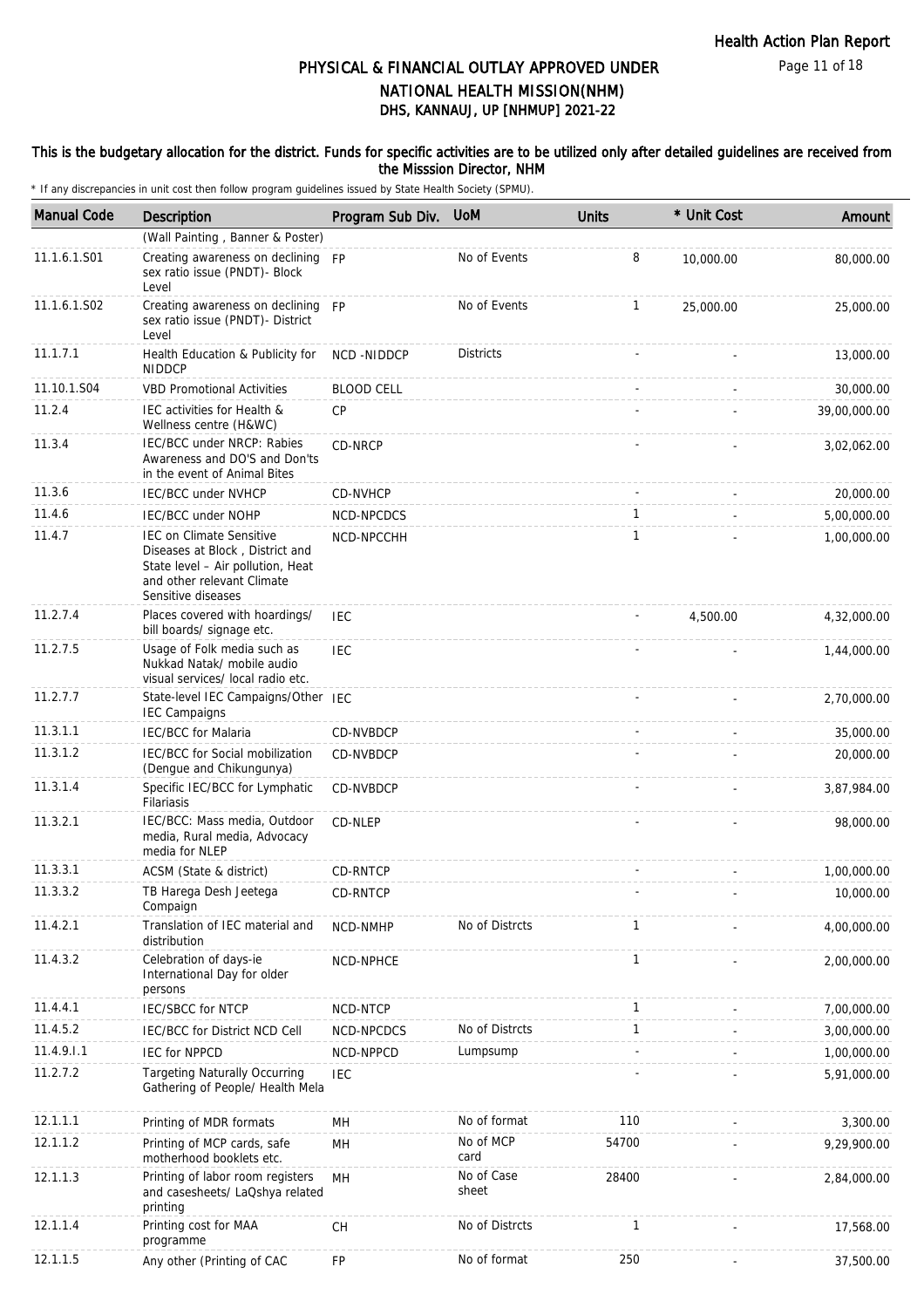# PHYSICAL & FINANCIAL OUTLAY APPROVED UNDER NATIONAL HEALTH MISSION(NHM)

## DHS, KANNAUJ, UP [NHMUP] 2021-22

This is the budgetary allocation for the district. Funds for specific activities are to be utilized only after detailed guidelines are received from the Misssion Director, NHM

\* If any discrepancies in unit cost then follow program guidelines issued by State Health Society (SPMU).

| Manual Code | Description | Program Sub Div. | UoM | Units | * Unit Cost | Amount |
|---|---|---|---|---|---|---|
| | (Wall Painting , Banner & Poster) | | | | | |
| 11.1.6.1.S01 | Creating awareness on declining sex ratio issue (PNDT)- Block Level | FP | No of Events | 8 | 10,000.00 | 80,000.00 |
| 11.1.6.1.S02 | Creating awareness on declining sex ratio issue (PNDT)- District Level | FP | No of Events | 1 | 25,000.00 | 25,000.00 |
| 11.1.7.1 | Health Education & Publicity for NIDDCP | NCD -NIDDCP | Districts | - | - | 13,000.00 |
| 11.10.1.S04 | VBD Promotional Activities | BLOOD CELL | | - | - | 30,000.00 |
| 11.2.4 | IEC activities for Health & Wellness centre (H&WC) | CP | | - | - | 39,00,000.00 |
| 11.3.4 | IEC/BCC under NRCP: Rabies Awareness and DO'S and Don'ts in the event of Animal Bites | CD-NRCP | | - | - | 3,02,062.00 |
| 11.3.6 | IEC/BCC under NVHCP | CD-NVHCP | | - | - | 20,000.00 |
| 11.4.6 | IEC/BCC under NOHP | NCD-NPCDCS | | 1 | - | 5,00,000.00 |
| 11.4.7 | IEC on Climate Sensitive Diseases at Block , District and State level – Air pollution, Heat and other relevant Climate Sensitive diseases | NCD-NPCCHH | | 1 | - | 1,00,000.00 |
| 11.2.7.4 | Places covered with hoardings/ bill boards/ signage etc. | IEC | | - | 4,500.00 | 4,32,000.00 |
| 11.2.7.5 | Usage of Folk media such as Nukkad Natak/ mobile audio visual services/ local radio etc. | IEC | | - | - | 1,44,000.00 |
| 11.2.7.7 | State-level IEC Campaigns/Other IEC Campaigns | IEC | | - | - | 2,70,000.00 |
| 11.3.1.1 | IEC/BCC for Malaria | CD-NVBDCP | | - | - | 35,000.00 |
| 11.3.1.2 | IEC/BCC for Social mobilization (Dengue and Chikungunya) | CD-NVBDCP | | - | - | 20,000.00 |
| 11.3.1.4 | Specific IEC/BCC for Lymphatic Filariasis | CD-NVBDCP | | - | - | 3,87,984.00 |
| 11.3.2.1 | IEC/BCC: Mass media, Outdoor media, Rural media, Advocacy media for NLEP | CD-NLEP | | - | - | 98,000.00 |
| 11.3.3.1 | ACSM (State & district) | CD-RNTCP | | - | - | 1,00,000.00 |
| 11.3.3.2 | TB Harega Desh Jeetega Compaign | CD-RNTCP | | - | - | 10,000.00 |
| 11.4.2.1 | Translation of IEC material and distribution | NCD-NMHP | No of Distrcts | 1 | - | 4,00,000.00 |
| 11.4.3.2 | Celebration of days-ie International Day for older persons | NCD-NPHCE | | 1 | - | 2,00,000.00 |
| 11.4.4.1 | IEC/SBCC for NTCP | NCD-NTCP | | 1 | - | 7,00,000.00 |
| 11.4.5.2 | IEC/BCC for District NCD Cell | NCD-NPCDCS | No of Distrcts | 1 | - | 3,00,000.00 |
| 11.4.9.I.1 | IEC for NPPCD | NCD-NPPCD | Lumpsump | - | - | 1,00,000.00 |
| 11.2.7.2 | Targeting Naturally Occurring Gathering of People/ Health Mela | IEC | | - | - | 5,91,000.00 |
| 12.1.1.1 | Printing of MDR formats | MH | No of format | 110 | - | 3,300.00 |
| 12.1.1.2 | Printing of MCP cards, safe motherhood booklets etc. | MH | No of MCP card | 54700 | - | 9,29,900.00 |
| 12.1.1.3 | Printing of labor room registers and casesheets/ LaQshya related printing | MH | No of Case sheet | 28400 | - | 2,84,000.00 |
| 12.1.1.4 | Printing cost for MAA programme | CH | No of Distrcts | 1 | - | 17,568.00 |
| 12.1.1.5 | Any other (Printing of CAC | FP | No of format | 250 | - | 37,500.00 |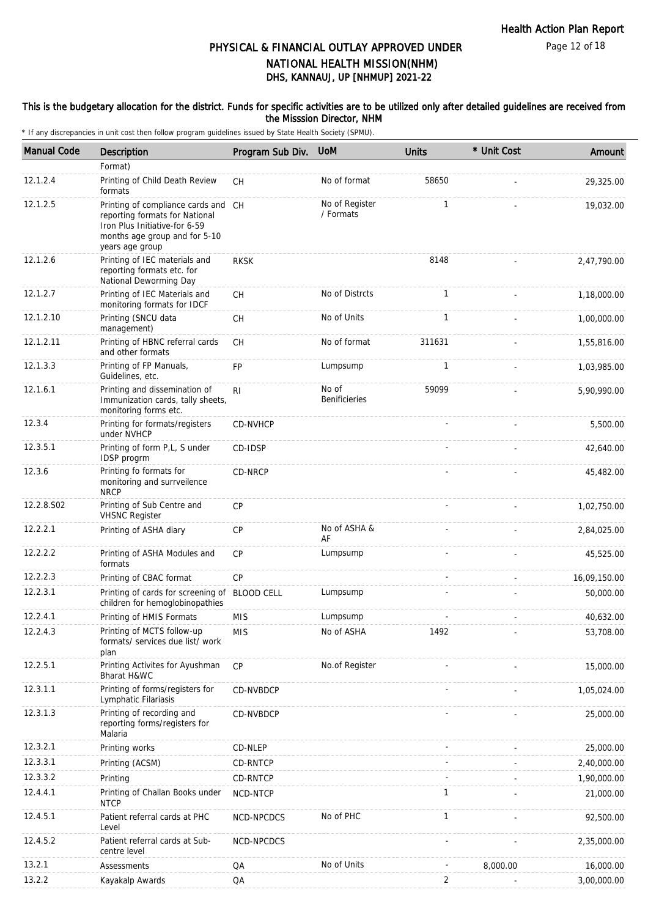# PHYSICAL & FINANCIAL OUTLAY APPROVED UNDER NATIONAL HEALTH MISSION(NHM)

## DHS, KANNAUJ, UP [NHMUP] 2021-22

**This is the budgetary allocation for the district. Funds for specific activities are to be utilized only after detailed guidelines are received from the Misssion Director, NHM**

\* If any discrepancies in unit cost then follow program guidelines issued by State Health Society (SPMU).

| Manual Code | Description | Program Sub Div. | UoM | Units | * Unit Cost | Amount |
|---|---|---|---|---|---|---|
| | Format) | | | | | |
| 12.1.2.4 | Printing of Child Death Review formats | CH | No of format | 58650 | - | 29,325.00 |
| 12.1.2.5 | Printing of compliance cards and reporting formats for National Iron Plus Initiative-for 6-59 months age group and for 5-10 years age group | CH | No of Register / Formats | 1 | - | 19,032.00 |
| 12.1.2.6 | Printing of IEC materials and reporting formats etc. for National Deworming Day | RKSK | | 8148 | - | 2,47,790.00 |
| 12.1.2.7 | Printing of IEC Materials and monitoring formats for IDCF | CH | No of Distrcts | 1 | - | 1,18,000.00 |
| 12.1.2.10 | Printing (SNCU data management) | CH | No of Units | 1 | - | 1,00,000.00 |
| 12.1.2.11 | Printing of HBNC referral cards and other formats | CH | No of format | 311631 | - | 1,55,816.00 |
| 12.1.3.3 | Printing of FP Manuals, Guidelines, etc. | FP | Lumpsump | 1 | - | 1,03,985.00 |
| 12.1.6.1 | Printing and dissemination of Immunization cards, tally sheets, monitoring forms etc. | RI | No of Benificieries | 59099 | - | 5,90,990.00 |
| 12.3.4 | Printing for formats/registers under NVHCP | CD-NVHCP | | - | - | 5,500.00 |
| 12.3.5.1 | Printing of form P,L, S under IDSP progrm | CD-IDSP | | - | - | 42,640.00 |
| 12.3.6 | Printing fo formats for monitoring and surrveilence NRCP | CD-NRCP | | - | - | 45,482.00 |
| 12.2.8.S02 | Printing of Sub Centre and VHSNC Register | CP | | - | - | 1,02,750.00 |
| 12.2.2.1 | Printing of ASHA diary | CP | No of ASHA & AF | - | - | 2,84,025.00 |
| 12.2.2.2 | Printing of ASHA Modules and formats | CP | Lumpsump | - | - | 45,525.00 |
| 12.2.2.3 | Printing of CBAC format | CP | | - | - | 16,09,150.00 |
| 12.2.3.1 | Printing of cards for screening of children for hemoglobinopathies | BLOOD CELL | Lumpsump | - | - | 50,000.00 |
| 12.2.4.1 | Printing of HMIS Formats | MIS | Lumpsump | - | - | 40,632.00 |
| 12.2.4.3 | Printing of MCTS follow-up formats/ services due list/ work plan | MIS | No of ASHA | 1492 | - | 53,708.00 |
| 12.2.5.1 | Printing Activites for Ayushman Bharat H&WC | CP | No.of Register | - | - | 15,000.00 |
| 12.3.1.1 | Printing of forms/registers for Lymphatic Filariasis | CD-NVBDCP | | - | - | 1,05,024.00 |
| 12.3.1.3 | Printing of recording and reporting forms/registers for Malaria | CD-NVBDCP | | - | - | 25,000.00 |
| 12.3.2.1 | Printing works | CD-NLEP | | - | - | 25,000.00 |
| 12.3.3.1 | Printing (ACSM) | CD-RNTCP | | - | - | 2,40,000.00 |
| 12.3.3.2 | Printing | CD-RNTCP | | - | - | 1,90,000.00 |
| 12.4.4.1 | Printing of Challan Books under NTCP | NCD-NTCP | | 1 | - | 21,000.00 |
| 12.4.5.1 | Patient referral cards at PHC Level | NCD-NPCDCS | No of PHC | 1 | - | 92,500.00 |
| 12.4.5.2 | Patient referral cards at Sub-centre level | NCD-NPCDCS | | - | - | 2,35,000.00 |
| 13.2.1 | Assessments | QA | No of Units | - | 8,000.00 | 16,000.00 |
| 13.2.2 | Kayakalp Awards | QA | | 2 | - | 3,00,000.00 |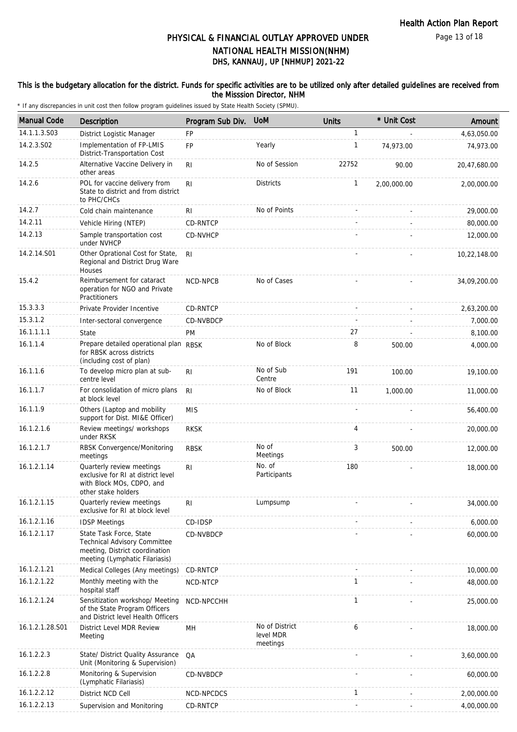# PHYSICAL & FINANCIAL OUTLAY APPROVED UNDER NATIONAL HEALTH MISSION(NHM)

## DHS, KANNAUJ, UP [NHMUP] 2021-22

### This is the budgetary allocation for the district. Funds for specific activities are to be utilized only after detailed guidelines are received from the Misssion Director, NHM

* If any discrepancies in unit cost then follow program guidelines issued by State Health Society (SPMU).

| Manual Code | Description | Program Sub Div. | UoM | Units | * Unit Cost | Amount |
|---|---|---|---|---|---|---|
| 14.1.1.3.S03 | District Logistic Manager | FP | | 1 | - | 4,63,050.00 |
| 14.2.3.S02 | Implementation of FP-LMIS District-Transportation Cost | FP | Yearly | 1 | 74,973.00 | 74,973.00 |
| 14.2.5 | Alternative Vaccine Delivery in other areas | RI | No of Session | 22752 | 90.00 | 20,47,680.00 |
| 14.2.6 | POL for vaccine delivery from State to district and from district to PHC/CHCs | RI | Districts | 1 | 2,00,000.00 | 2,00,000.00 |
| 14.2.7 | Cold chain maintenance | RI | No of Points | - | - | 29,000.00 |
| 14.2.11 | Vehicle Hiring (NTEP) | CD-RNTCP | | - | - | 80,000.00 |
| 14.2.13 | Sample transportation cost under NVHCP | CD-NVHCP | | - | - | 12,000.00 |
| 14.2.14.S01 | Other Oprational Cost for State, Regional and District Drug Ware Houses | RI | | - | - | 10,22,148.00 |
| 15.4.2 | Reimbursement for cataract operation for NGO and Private Practitioners | NCD-NPCB | No of Cases | - | - | 34,09,200.00 |
| 15.3.3.3 | Private Provider Incentive | CD-RNTCP | | - | - | 2,63,200.00 |
| 15.3.1.2 | Inter-sectoral convergence | CD-NVBDCP | | - | - | 7,000.00 |
| 16.1.1.1.1 | State | PM | | 27 | - | 8,100.00 |
| 16.1.1.4 | Prepare detailed operational plan for RBSK across districts (including cost of plan) | RBSK | No of Block | 8 | 500.00 | 4,000.00 |
| 16.1.1.6 | To develop micro plan at sub-centre level | RI | No of Sub Centre | 191 | 100.00 | 19,100.00 |
| 16.1.1.7 | For consolidation of micro plans at block level | RI | No of Block | 11 | 1,000.00 | 11,000.00 |
| 16.1.1.9 | Others (Laptop and mobility support for Dist. MI&E Officer) | MIS | | - | - | 56,400.00 |
| 16.1.2.1.6 | Review meetings/ workshops under RKSK | RKSK | | 4 | - | 20,000.00 |
| 16.1.2.1.7 | RBSK Convergence/Monitoring meetings | RBSK | No of Meetings | 3 | 500.00 | 12,000.00 |
| 16.1.2.1.14 | Quarterly review meetings exclusive for RI at district level with Block MOs, CDPO, and other stake holders | RI | No. of Participants | 180 | - | 18,000.00 |
| 16.1.2.1.15 | Quarterly review meetings exclusive for RI at block level | RI | Lumpsump | - | - | 34,000.00 |
| 16.1.2.1.16 | IDSP Meetings | CD-IDSP | | - | - | 6,000.00 |
| 16.1.2.1.17 | State Task Force, State Technical Advisory Committee meeting, District coordination meeting (Lymphatic Filariasis) | CD-NVBDCP | | - | - | 60,000.00 |
| 16.1.2.1.21 | Medical Colleges (Any meetings) | CD-RNTCP | | - | - | 10,000.00 |
| 16.1.2.1.22 | Monthly meeting with the hospital staff | NCD-NTCP | | 1 | - | 48,000.00 |
| 16.1.2.1.24 | Sensitization workshop/ Meeting of the State Program Officers and District level Health Officers | NCD-NPCCHH | | 1 | - | 25,000.00 |
| 16.1.2.1.28.S01 | District Level MDR Review Meeting | MH | No of District level MDR meetings | 6 | - | 18,000.00 |
| 16.1.2.2.3 | State/ District Quality Assurance Unit (Monitoring & Supervision) | QA | | - | - | 3,60,000.00 |
| 16.1.2.2.8 | Monitoring & Supervision (Lymphatic Filariasis) | CD-NVBDCP | | - | - | 60,000.00 |
| 16.1.2.2.12 | District NCD Cell | NCD-NPCDCS | | 1 | - | 2,00,000.00 |
| 16.1.2.2.13 | Supervision and Monitoring | CD-RNTCP | | - | - | 4,00,000.00 |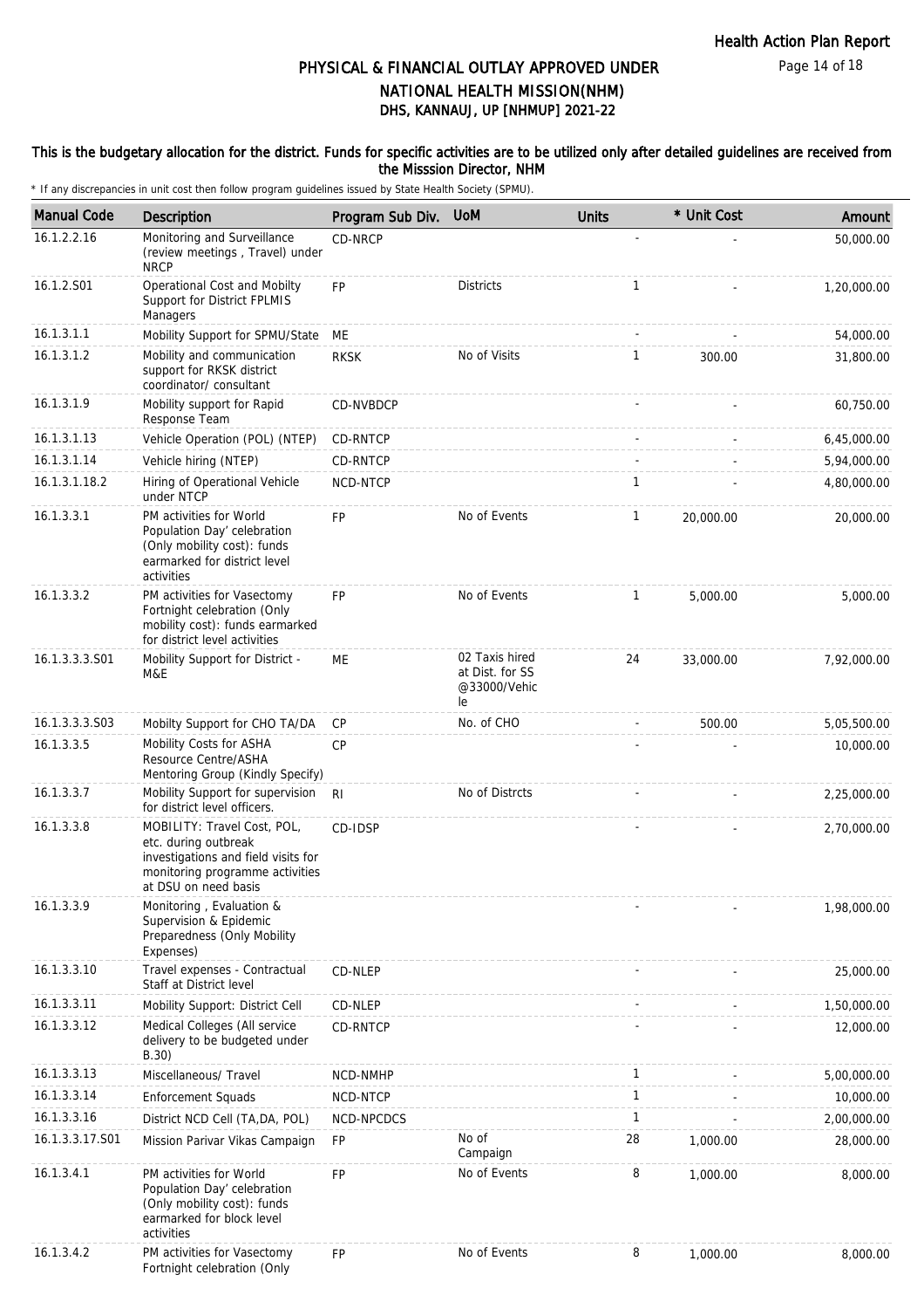# PHYSICAL & FINANCIAL OUTLAY APPROVED UNDER NATIONAL HEALTH MISSION(NHM)
## DHS, KANNAUJ, UP [NHMUP] 2021-22

**This is the budgetary allocation for the district. Funds for specific activities are to be utilized only after detailed guidelines are received from the Misssion Director, NHM**

\* If any discrepancies in unit cost then follow program guidelines issued by State Health Society (SPMU).

| Manual Code | Description | Program Sub Div. | UoM | Units | * Unit Cost | Amount |
|---|---|---|---|---|---|---|
| 16.1.2.2.16 | Monitoring and Surveillance (review meetings , Travel) under NRCP | CD-NRCP | | - | - | 50,000.00 |
| 16.1.2.S01 | Operational Cost and Mobilty Support for District FPLMIS Managers | FP | Districts | 1 | - | 1,20,000.00 |
| 16.1.3.1.1 | Mobility Support for SPMU/State | ME | | - | - | 54,000.00 |
| 16.1.3.1.2 | Mobility and communication support for RKSK district coordinator/ consultant | RKSK | No of Visits | 1 | 300.00 | 31,800.00 |
| 16.1.3.1.9 | Mobility support for Rapid Response Team | CD-NVBDCP | | - | - | 60,750.00 |
| 16.1.3.1.13 | Vehicle Operation (POL) (NTEP) | CD-RNTCP | | - | - | 6,45,000.00 |
| 16.1.3.1.14 | Vehicle hiring (NTEP) | CD-RNTCP | | - | - | 5,94,000.00 |
| 16.1.3.1.18.2 | Hiring of Operational Vehicle under NTCP | NCD-NTCP | | 1 | - | 4,80,000.00 |
| 16.1.3.3.1 | PM activities for World Population Day' celebration (Only mobility cost): funds earmarked for district level activities | FP | No of Events | 1 | 20,000.00 | 20,000.00 |
| 16.1.3.3.2 | PM activities for Vasectomy Fortnight celebration (Only mobility cost): funds earmarked for district level activities | FP | No of Events | 1 | 5,000.00 | 5,000.00 |
| 16.1.3.3.3.S01 | Mobility Support for District - M&E | ME | 02 Taxis hired at Dist. for SS @33000/Vehicle | 24 | 33,000.00 | 7,92,000.00 |
| 16.1.3.3.3.S03 | Mobilty Support for CHO TA/DA | CP | No. of CHO | - | 500.00 | 5,05,500.00 |
| 16.1.3.3.5 | Mobility Costs for ASHA Resource Centre/ASHA Mentoring Group (Kindly Specify) | CP | | - | - | 10,000.00 |
| 16.1.3.3.7 | Mobility Support for supervision for district level officers. | RI | No of Distrcts | - | - | 2,25,000.00 |
| 16.1.3.3.8 | MOBILITY: Travel Cost, POL, etc. during outbreak investigations and field visits for monitoring programme activities at DSU on need basis | CD-IDSP | | - | - | 2,70,000.00 |
| 16.1.3.3.9 | Monitoring , Evaluation & Supervision & Epidemic Preparedness (Only Mobility Expenses) | | | - | - | 1,98,000.00 |
| 16.1.3.3.10 | Travel expenses - Contractual Staff at District level | CD-NLEP | | - | - | 25,000.00 |
| 16.1.3.3.11 | Mobility Support: District Cell | CD-NLEP | | - | - | 1,50,000.00 |
| 16.1.3.3.12 | Medical Colleges (All service delivery to be budgeted under B.30) | CD-RNTCP | | - | - | 12,000.00 |
| 16.1.3.3.13 | Miscellaneous/ Travel | NCD-NMHP | | 1 | - | 5,00,000.00 |
| 16.1.3.3.14 | Enforcement Squads | NCD-NTCP | | 1 | - | 10,000.00 |
| 16.1.3.3.16 | District NCD Cell (TA,DA, POL) | NCD-NPCDCS | | 1 | - | 2,00,000.00 |
| 16.1.3.3.17.S01 | Mission Parivar Vikas Campaign | FP | No of Campaign | 28 | 1,000.00 | 28,000.00 |
| 16.1.3.4.1 | PM activities for World Population Day' celebration (Only mobility cost): funds earmarked for block level activities | FP | No of Events | 8 | 1,000.00 | 8,000.00 |
| 16.1.3.4.2 | PM activities for Vasectomy Fortnight celebration (Only | FP | No of Events | 8 | 1,000.00 | 8,000.00 |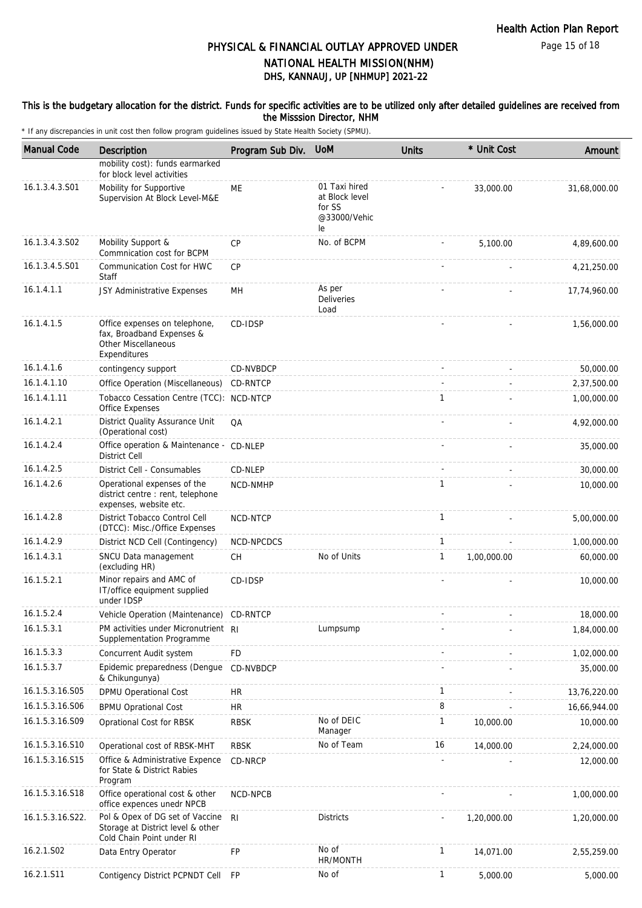# PHYSICAL & FINANCIAL OUTLAY APPROVED UNDER NATIONAL HEALTH MISSION(NHM)

## DHS, KANNAUJ, UP [NHMUP] 2021-22

**This is the budgetary allocation for the district. Funds for specific activities are to be utilized only after detailed guidelines are received from the Misssion Director, NHM**

\* If any discrepancies in unit cost then follow program guidelines issued by State Health Society (SPMU).

| Manual Code | Description | Program Sub Div. | UoM | Units | * Unit Cost | Amount |
|---|---|---|---|---|---|---|
| | mobility cost): funds earmarked for block level activities | | | | | |
| 16.1.3.4.3.S01 | Mobility for Supportive Supervision At Block Level-M&E | ME | 01 Taxi hired at Block level for SS @33000/Vehicle | - | 33,000.00 | 31,68,000.00 |
| 16.1.3.4.3.S02 | Mobility Support & Commnication cost for BCPM | CP | No. of BCPM | - | 5,100.00 | 4,89,600.00 |
| 16.1.3.4.5.S01 | Communication Cost for HWC Staff | CP | | - | - | 4,21,250.00 |
| 16.1.4.1.1 | JSY Administrative Expenses | MH | As per Deliveries Load | - | - | 17,74,960.00 |
| 16.1.4.1.5 | Office expenses on telephone, fax, Broadband Expenses & Other Miscellaneous Expenditures | CD-IDSP | | - | - | 1,56,000.00 |
| 16.1.4.1.6 | contingency support | CD-NVBDCP | | - | - | 50,000.00 |
| 16.1.4.1.10 | Office Operation (Miscellaneous) | CD-RNTCP | | - | - | 2,37,500.00 |
| 16.1.4.1.11 | Tobacco Cessation Centre (TCC): Office Expenses | NCD-NTCP | | 1 | - | 1,00,000.00 |
| 16.1.4.2.1 | District Quality Assurance Unit (Operational cost) | QA | | - | - | 4,92,000.00 |
| 16.1.4.2.4 | Office operation & Maintenance - District Cell | CD-NLEP | | - | - | 35,000.00 |
| 16.1.4.2.5 | District Cell - Consumables | CD-NLEP | | - | - | 30,000.00 |
| 16.1.4.2.6 | Operational expenses of the district centre : rent, telephone expenses, website etc. | NCD-NMHP | | 1 | - | 10,000.00 |
| 16.1.4.2.8 | District Tobacco Control Cell (DTCC): Misc./Office Expenses | NCD-NTCP | | 1 | - | 5,00,000.00 |
| 16.1.4.2.9 | District NCD Cell (Contingency) | NCD-NPCDCS | | 1 | - | 1,00,000.00 |
| 16.1.4.3.1 | SNCU Data management (excluding HR) | CH | No of Units | 1 | 1,00,000.00 | 60,000.00 |
| 16.1.5.2.1 | Minor repairs and AMC of IT/office equipment supplied under IDSP | CD-IDSP | | - | - | 10,000.00 |
| 16.1.5.2.4 | Vehicle Operation (Maintenance) | CD-RNTCP | | - | - | 18,000.00 |
| 16.1.5.3.1 | PM activities under Micronutrient Supplementation Programme | RI | Lumpsump | - | - | 1,84,000.00 |
| 16.1.5.3.3 | Concurrent Audit system | FD | | - | - | 1,02,000.00 |
| 16.1.5.3.7 | Epidemic preparedness (Dengue & Chikungunya) | CD-NVBDCP | | - | - | 35,000.00 |
| 16.1.5.3.16.S05 | DPMU Operational Cost | HR | | 1 | - | 13,76,220.00 |
| 16.1.5.3.16.S06 | BPMU Oprational Cost | HR | | 8 | - | 16,66,944.00 |
| 16.1.5.3.16.S09 | Oprational Cost for RBSK | RBSK | No of DEIC Manager | 1 | 10,000.00 | 10,000.00 |
| 16.1.5.3.16.S10 | Operational cost of RBSK-MHT | RBSK | No of Team | 16 | 14,000.00 | 2,24,000.00 |
| 16.1.5.3.16.S15 | Office & Administrative Expence for State & District Rabies Program | CD-NRCP | | - | - | 12,000.00 |
| 16.1.5.3.16.S18 | Office operational cost & other office expences unedr NPCB | NCD-NPCB | | - | - | 1,00,000.00 |
| 16.1.5.3.16.S22. | Pol & Opex of DG set of Vaccine Storage at District level & other Cold Chain Point under RI | RI | Districts | - | 1,20,000.00 | 1,20,000.00 |
| 16.2.1.S02 | Data Entry Operator | FP | No of HR/MONTH | 1 | 14,071.00 | 2,55,259.00 |
| 16.2.1.S11 | Contigency District PCPNDT Cell | FP | No of | 1 | 5,000.00 | 5,000.00 |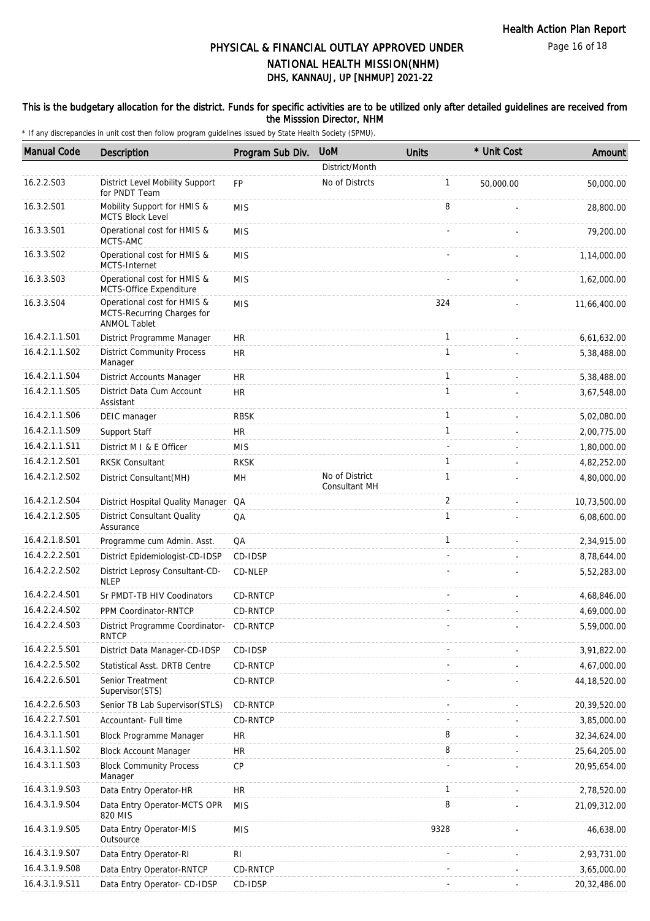# PHYSICAL & FINANCIAL OUTLAY APPROVED UNDER NATIONAL HEALTH MISSION(NHM)

## DHS, KANNAUJ, UP [NHMUP] 2021-22

### This is the budgetary allocation for the district. Funds for specific activities are to be utilized only after detailed guidelines are received from the Misssion Director, NHM

\* If any discrepancies in unit cost then follow program guidelines issued by State Health Society (SPMU).

| Manual Code | Description | Program Sub Div. | UoM | Units | * Unit Cost | Amount |
|---|---|---|---|---|---|---|
| | | | District/Month | | | |
| 16.2.2.S03 | District Level Mobility Support for PNDT Team | FP | No of Distrcts | 1 | 50,000.00 | 50,000.00 |
| 16.3.2.S01 | Mobility Support for HMIS & MCTS Block Level | MIS | | 8 | - | 28,800.00 |
| 16.3.3.S01 | Operational cost for HMIS & MCTS-AMC | MIS | | - | - | 79,200.00 |
| 16.3.3.S02 | Operational cost for HMIS & MCTS-Internet | MIS | | - | - | 1,14,000.00 |
| 16.3.3.S03 | Operational cost for HMIS & MCTS-Office Expenditure | MIS | | - | - | 1,62,000.00 |
| 16.3.3.S04 | Operational cost for HMIS & MCTS-Recurring Charges for ANMOL Tablet | MIS | | 324 | - | 11,66,400.00 |
| 16.4.2.1.1.S01 | District Programme Manager | HR | | 1 | - | 6,61,632.00 |
| 16.4.2.1.1.S02 | District Community Process Manager | HR | | 1 | - | 5,38,488.00 |
| 16.4.2.1.1.S04 | District Accounts Manager | HR | | 1 | - | 5,38,488.00 |
| 16.4.2.1.1.S05 | District Data Cum Account Assistant | HR | | 1 | - | 3,67,548.00 |
| 16.4.2.1.1.S06 | DEIC manager | RBSK | | 1 | - | 5,02,080.00 |
| 16.4.2.1.1.S09 | Support Staff | HR | | 1 | - | 2,00,775.00 |
| 16.4.2.1.1.S11 | District M I & E Officer | MIS | | - | - | 1,80,000.00 |
| 16.4.2.1.2.S01 | RKSK Consultant | RKSK | | 1 | - | 4,82,252.00 |
| 16.4.2.1.2.S02 | District Consultant(MH) | MH | No of District Consultant MH | 1 | - | 4,80,000.00 |
| 16.4.2.1.2.S04 | District Hospital Quality Manager | QA | | 2 | - | 10,73,500.00 |
| 16.4.2.1.2.S05 | District Consultant Quality Assurance | QA | | 1 | - | 6,08,600.00 |
| 16.4.2.1.8.S01 | Programme cum Admin. Asst. | QA | | 1 | - | 2,34,915.00 |
| 16.4.2.2.2.S01 | District Epidemiologist-CD-IDSP | CD-IDSP | | - | - | 8,78,644.00 |
| 16.4.2.2.2.S02 | District Leprosy Consultant-CD-NLEP | CD-NLEP | | - | - | 5,52,283.00 |
| 16.4.2.2.4.S01 | Sr PMDT-TB HIV Coodinators | CD-RNTCP | | - | - | 4,68,846.00 |
| 16.4.2.2.4.S02 | PPM Coordinator-RNTCP | CD-RNTCP | | - | - | 4,69,000.00 |
| 16.4.2.2.4.S03 | District Programme Coordinator-RNTCP | CD-RNTCP | | - | - | 5,59,000.00 |
| 16.4.2.2.5.S01 | District Data Manager-CD-IDSP | CD-IDSP | | - | - | 3,91,822.00 |
| 16.4.2.2.5.S02 | Statistical Asst. DRTB Centre | CD-RNTCP | | - | - | 4,67,000.00 |
| 16.4.2.2.6.S01 | Senior Treatment Supervisor(STS) | CD-RNTCP | | - | - | 44,18,520.00 |
| 16.4.2.2.6.S03 | Senior TB Lab Supervisor(STLS) | CD-RNTCP | | - | - | 20,39,520.00 |
| 16.4.2.2.7.S01 | Accountant- Full time | CD-RNTCP | | - | - | 3,85,000.00 |
| 16.4.3.1.1.S01 | Block Programme Manager | HR | | 8 | - | 32,34,624.00 |
| 16.4.3.1.1.S02 | Block Account Manager | HR | | 8 | - | 25,64,205.00 |
| 16.4.3.1.1.S03 | Block Community Process Manager | CP | | - | - | 20,95,654.00 |
| 16.4.3.1.9.S03 | Data Entry Operator-HR | HR | | 1 | - | 2,78,520.00 |
| 16.4.3.1.9.S04 | Data Entry Operator-MCTS OPR 820 MIS | MIS | | 8 | - | 21,09,312.00 |
| 16.4.3.1.9.S05 | Data Entry Operator-MIS Outsource | MIS | | 9328 | - | 46,638.00 |
| 16.4.3.1.9.S07 | Data Entry Operator-RI | RI | | - | - | 2,93,731.00 |
| 16.4.3.1.9.S08 | Data Entry Operator-RNTCP | CD-RNTCP | | - | - | 3,65,000.00 |
| 16.4.3.1.9.S11 | Data Entry Operator- CD-IDSP | CD-IDSP | | - | - | 20,32,486.00 |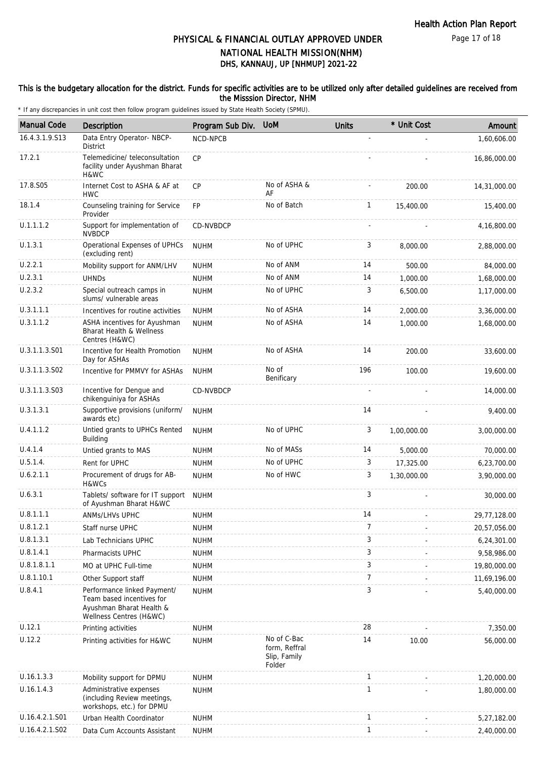# PHYSICAL & FINANCIAL OUTLAY APPROVED UNDER NATIONAL HEALTH MISSION(NHM)

## DHS, KANNAUJ, UP [NHMUP] 2021-22

**This is the budgetary allocation for the district. Funds for specific activities are to be utilized only after detailed guidelines are received from the Misssion Director, NHM**

\* If any discrepancies in unit cost then follow program guidelines issued by State Health Society (SPMU).

| Manual Code | Description | Program Sub Div. | UoM | Units | * Unit Cost | Amount |
|---|---|---|---|---|---|---|
| 16.4.3.1.9.S13 | Data Entry Operator- NBCP-District | NCD-NPCB | | - | - | 1,60,606.00 |
| 17.2.1 | Telemedicine/ teleconsultation facility under Ayushman Bharat H&WC | CP | | - | - | 16,86,000.00 |
| 17.8.S05 | Internet Cost to ASHA & AF at HWC | CP | No of ASHA & AF | - | 200.00 | 14,31,000.00 |
| 18.1.4 | Counseling training for Service Provider | FP | No of Batch | 1 | 15,400.00 | 15,400.00 |
| U.1.1.1.2 | Support for implementation of NVBDCP | CD-NVBDCP | | - | - | 4,16,800.00 |
| U.1.3.1 | Operational Expenses of UPHCs (excluding rent) | NUHM | No of UPHC | 3 | 8,000.00 | 2,88,000.00 |
| U.2.2.1 | Mobility support for ANM/LHV | NUHM | No of ANM | 14 | 500.00 | 84,000.00 |
| U.2.3.1 | UHNDs | NUHM | No of ANM | 14 | 1,000.00 | 1,68,000.00 |
| U.2.3.2 | Special outreach camps in slums/ vulnerable areas | NUHM | No of UPHC | 3 | 6,500.00 | 1,17,000.00 |
| U.3.1.1.1 | Incentives for routine activities | NUHM | No of ASHA | 14 | 2,000.00 | 3,36,000.00 |
| U.3.1.1.2 | ASHA incentives for Ayushman Bharat Health & Wellness Centres (H&WC) | NUHM | No of ASHA | 14 | 1,000.00 | 1,68,000.00 |
| U.3.1.1.3.S01 | Incentive for Health Promotion Day for ASHAs | NUHM | No of ASHA | 14 | 200.00 | 33,600.00 |
| U.3.1.1.3.S02 | Incentive for PMMVY for ASHAs | NUHM | No of Benificary | 196 | 100.00 | 19,600.00 |
| U.3.1.1.3.S03 | Incentive for Dengue and chikenguiniya for ASHAs | CD-NVBDCP | | - | - | 14,000.00 |
| U.3.1.3.1 | Supportive provisions (uniform/ awards etc) | NUHM | | 14 | - | 9,400.00 |
| U.4.1.1.2 | Untied grants to UPHCs Rented Building | NUHM | No of UPHC | 3 | 1,00,000.00 | 3,00,000.00 |
| U.4.1.4 | Untied grants to MAS | NUHM | No of MASs | 14 | 5,000.00 | 70,000.00 |
| U.5.1.4. | Rent for UPHC | NUHM | No of UPHC | 3 | 17,325.00 | 6,23,700.00 |
| U.6.2.1.1 | Procurement of drugs for AB-H&WCs | NUHM | No of HWC | 3 | 1,30,000.00 | 3,90,000.00 |
| U.6.3.1 | Tablets/ software for IT support of Ayushman Bharat H&WC | NUHM | | 3 | - | 30,000.00 |
| U.8.1.1.1 | ANMs/LHVs UPHC | NUHM | | 14 | - | 29,77,128.00 |
| U.8.1.2.1 | Staff nurse UPHC | NUHM | | 7 | - | 20,57,056.00 |
| U.8.1.3.1 | Lab Technicians UPHC | NUHM | | 3 | - | 6,24,301.00 |
| U.8.1.4.1 | Pharmacists UPHC | NUHM | | 3 | - | 9,58,986.00 |
| U.8.1.8.1.1 | MO at UPHC Full-time | NUHM | | 3 | - | 19,80,000.00 |
| U.8.1.10.1 | Other Support staff | NUHM | | 7 | - | 11,69,196.00 |
| U.8.4.1 | Performance linked Payment/ Team based incentives for Ayushman Bharat Health & Wellness Centres (H&WC) | NUHM | | 3 | - | 5,40,000.00 |
| U.12.1 | Printing activities | NUHM | | 28 | - | 7,350.00 |
| U.12.2 | Printing activities for H&WC | NUHM | No of C-Bac form, Reffral Slip, Family Folder | 14 | 10.00 | 56,000.00 |
| U.16.1.3.3 | Mobility support for DPMU | NUHM | | 1 | - | 1,20,000.00 |
| U.16.1.4.3 | Administrative expenses (including Review meetings, workshops, etc.) for DPMU | NUHM | | 1 | - | 1,80,000.00 |
| U.16.4.2.1.S01 | Urban Health Coordinator | NUHM | | 1 | - | 5,27,182.00 |
| U.16.4.2.1.S02 | Data Cum Accounts Assistant | NUHM | | 1 | - | 2,40,000.00 |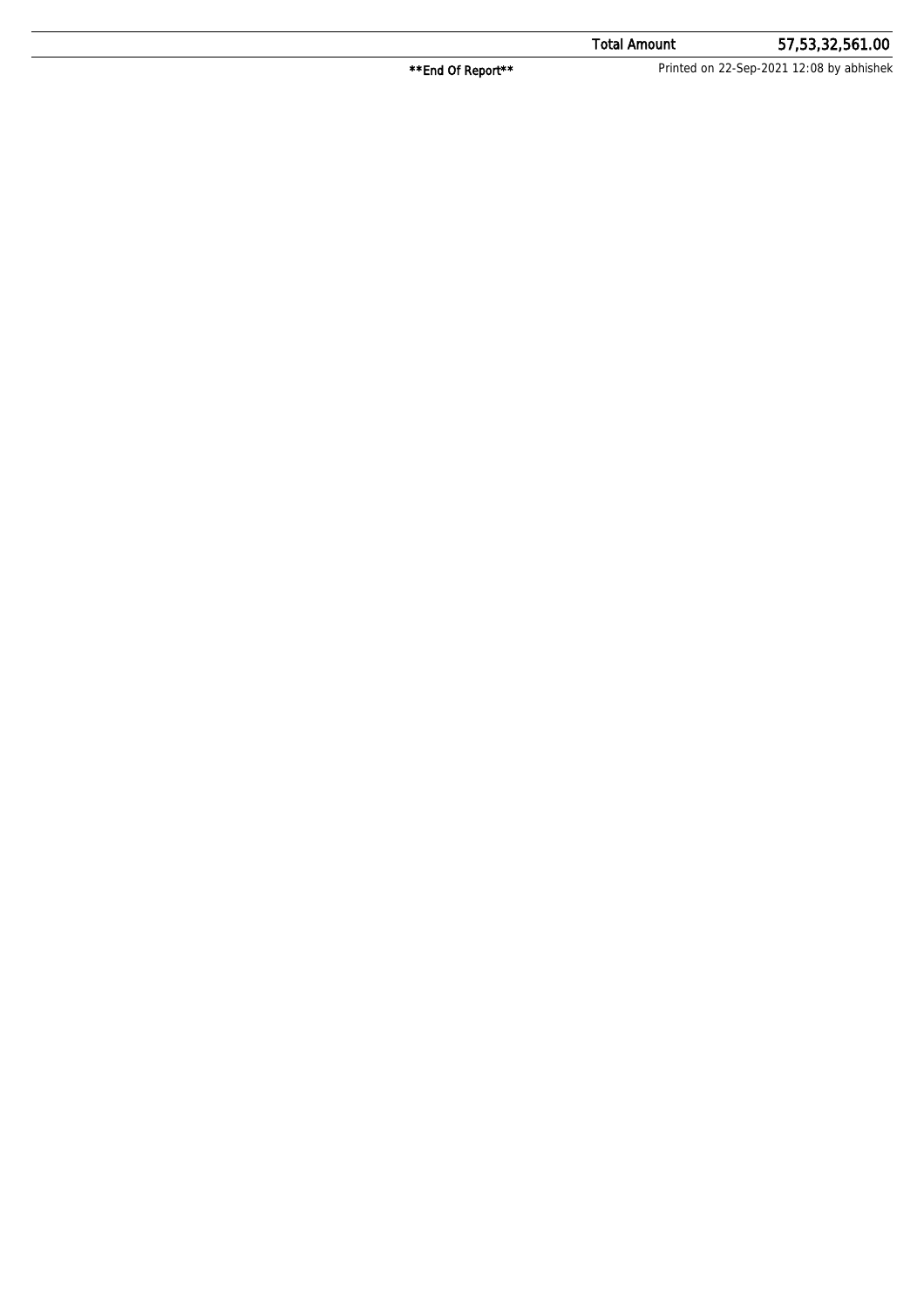| | |
|---|---|
| Total Amount | 57,53,32,561.00 |

**End Of Report**

Printed on 22-Sep-2021 12:08 by abhishek